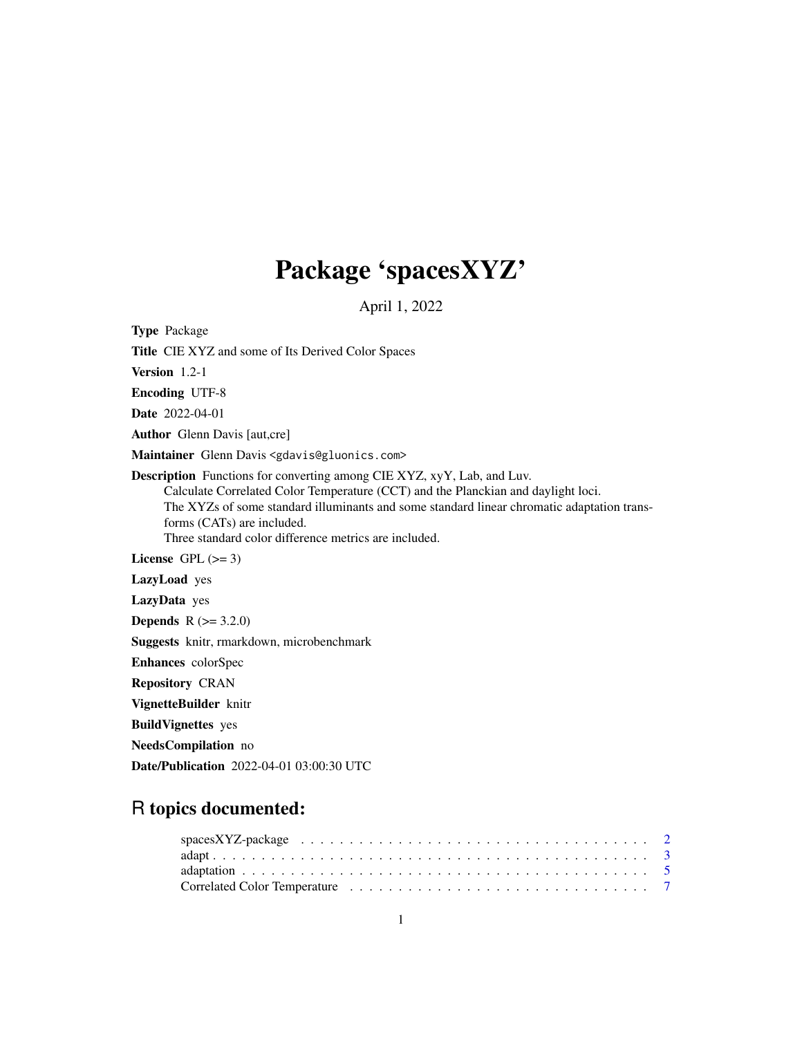# Package 'spacesXYZ'

April 1, 2022

**Type** Package

**Title** CIE XYZ and some of Its Derived Color Spaces

**Version** 1.2-1

**Encoding** UTF-8

**Date** 2022-04-01

**Author** Glenn Davis [aut,cre]

**Maintainer** Glenn Davis <gdavis@gluonics.com>

**Description** Functions for converting among CIE XYZ, xyY, Lab, and Luv.
Calculate Correlated Color Temperature (CCT) and the Planckian and daylight loci.
The XYZs of some standard illuminants and some standard linear chromatic adaptation transforms (CATs) are included.
Three standard color difference metrics are included.

**License** GPL (>= 3)

**LazyLoad** yes

**LazyData** yes

**Depends** R (>= 3.2.0)

**Suggests** knitr, rmarkdown, microbenchmark

**Enhances** colorSpec

**Repository** CRAN

**VignetteBuilder** knitr

**BuildVignettes** yes

**NeedsCompilation** no

**Date/Publication** 2022-04-01 03:00:30 UTC

## R topics documented:

- spacesXYZ-package . . . . . . . . . . . . . . . . . . . . . . . . . . . . . . . . . . . . 2
- adapt . . . . . . . . . . . . . . . . . . . . . . . . . . . . . . . . . . . . . . . . . . . . 3
- adaptation . . . . . . . . . . . . . . . . . . . . . . . . . . . . . . . . . . . . . . . . . 5
- Correlated Color Temperature . . . . . . . . . . . . . . . . . . . . . . . . . . . . . . 7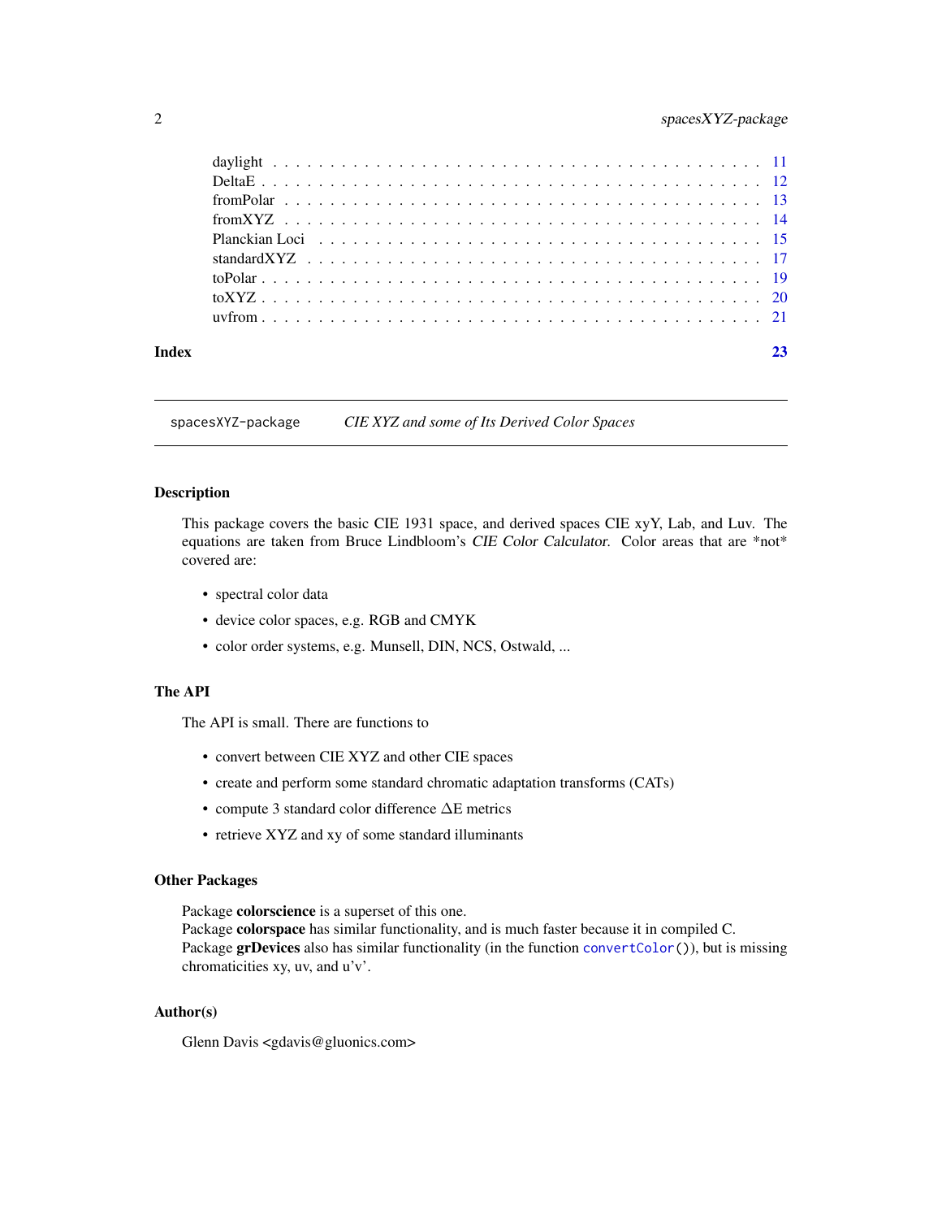| | |
|---|---|
| daylight | 11 |
| DeltaE | 12 |
| fromPolar | 13 |
| fromXYZ | 14 |
| Planckian Loci | 15 |
| standardXYZ | 17 |
| toPolar | 19 |
| toXYZ | 20 |
| uvfrom | 21 |

**Index** **23**

---

`spacesXYZ-package` *CIE XYZ and some of Its Derived Color Spaces*

---

## Description

This package covers the basic CIE 1931 space, and derived spaces CIE xyY, Lab, and Luv. The equations are taken from Bruce Lindbloom's *CIE Color Calculator*. Color areas that are *not* covered are:

- spectral color data
- device color spaces, e.g. RGB and CMYK
- color order systems, e.g. Munsell, DIN, NCS, Ostwald, ...

## The API

The API is small. There are functions to

- convert between CIE XYZ and other CIE spaces
- create and perform some standard chromatic adaptation transforms (CATs)
- compute 3 standard color difference $\Delta$E metrics
- retrieve XYZ and xy of some standard illuminants

## Other Packages

Package **colorscience** is a superset of this one.
Package **colorspace** has similar functionality, and is much faster because it in compiled C.
Package **grDevices** also has similar functionality (in the function `convertColor()`), but is missing chromaticities xy, uv, and u'v'.

## Author(s)

Glenn Davis <gdavis@gluonics.com>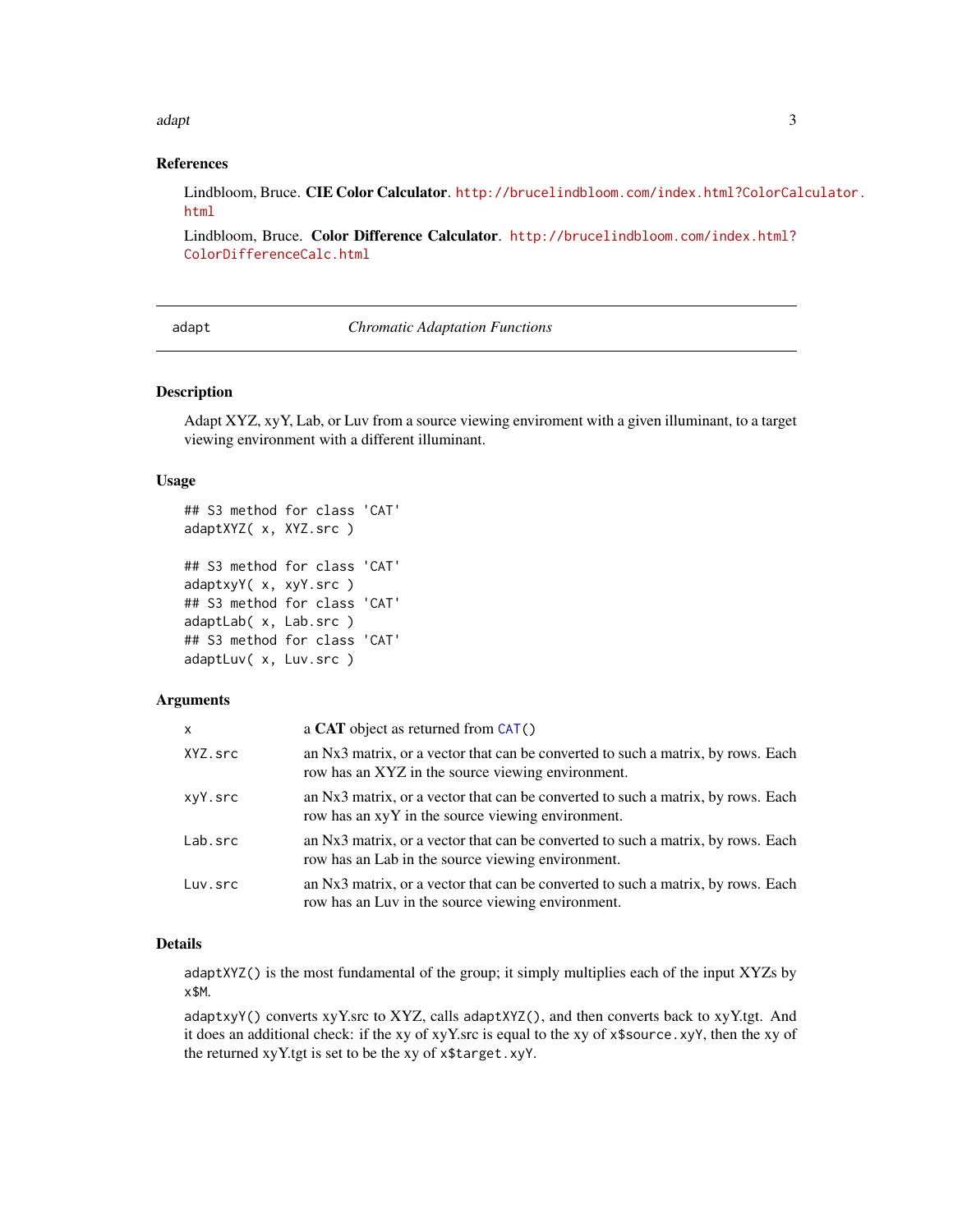## References

Lindbloom, Bruce. **CIE Color Calculator**. http://brucelindbloom.com/index.html?ColorCalculator.html

Lindbloom, Bruce. **Color Difference Calculator**. http://brucelindbloom.com/index.html?ColorDifferenceCalc.html

---

# adapt — *Chromatic Adaptation Functions*

---

## Description

Adapt XYZ, xyY, Lab, or Luv from a source viewing enviroment with a given illuminant, to a target viewing environment with a different illuminant.

## Usage

```
## S3 method for class 'CAT'
adaptXYZ( x, XYZ.src )

## S3 method for class 'CAT'
adaptxyY( x, xyY.src )
## S3 method for class 'CAT'
adaptLab( x, Lab.src )
## S3 method for class 'CAT'
adaptLuv( x, Luv.src )
```

## Arguments

| | |
|---|---|
| `x` | a **CAT** object as returned from `CAT()` |
| `XYZ.src` | an Nx3 matrix, or a vector that can be converted to such a matrix, by rows. Each row has an XYZ in the source viewing environment. |
| `xyY.src` | an Nx3 matrix, or a vector that can be converted to such a matrix, by rows. Each row has an xyY in the source viewing environment. |
| `Lab.src` | an Nx3 matrix, or a vector that can be converted to such a matrix, by rows. Each row has an Lab in the source viewing environment. |
| `Luv.src` | an Nx3 matrix, or a vector that can be converted to such a matrix, by rows. Each row has an Luv in the source viewing environment. |

## Details

`adaptXYZ()` is the most fundamental of the group; it simply multiplies each of the input XYZs by `x$M`.

`adaptxyY()` converts xyY.src to XYZ, calls `adaptXYZ()`, and then converts back to xyY.tgt. And it does an additional check: if the xy of xyY.src is equal to the xy of `x$source.xyY`, then the xy of the returned xyY.tgt is set to be the xy of `x$target.xyY`.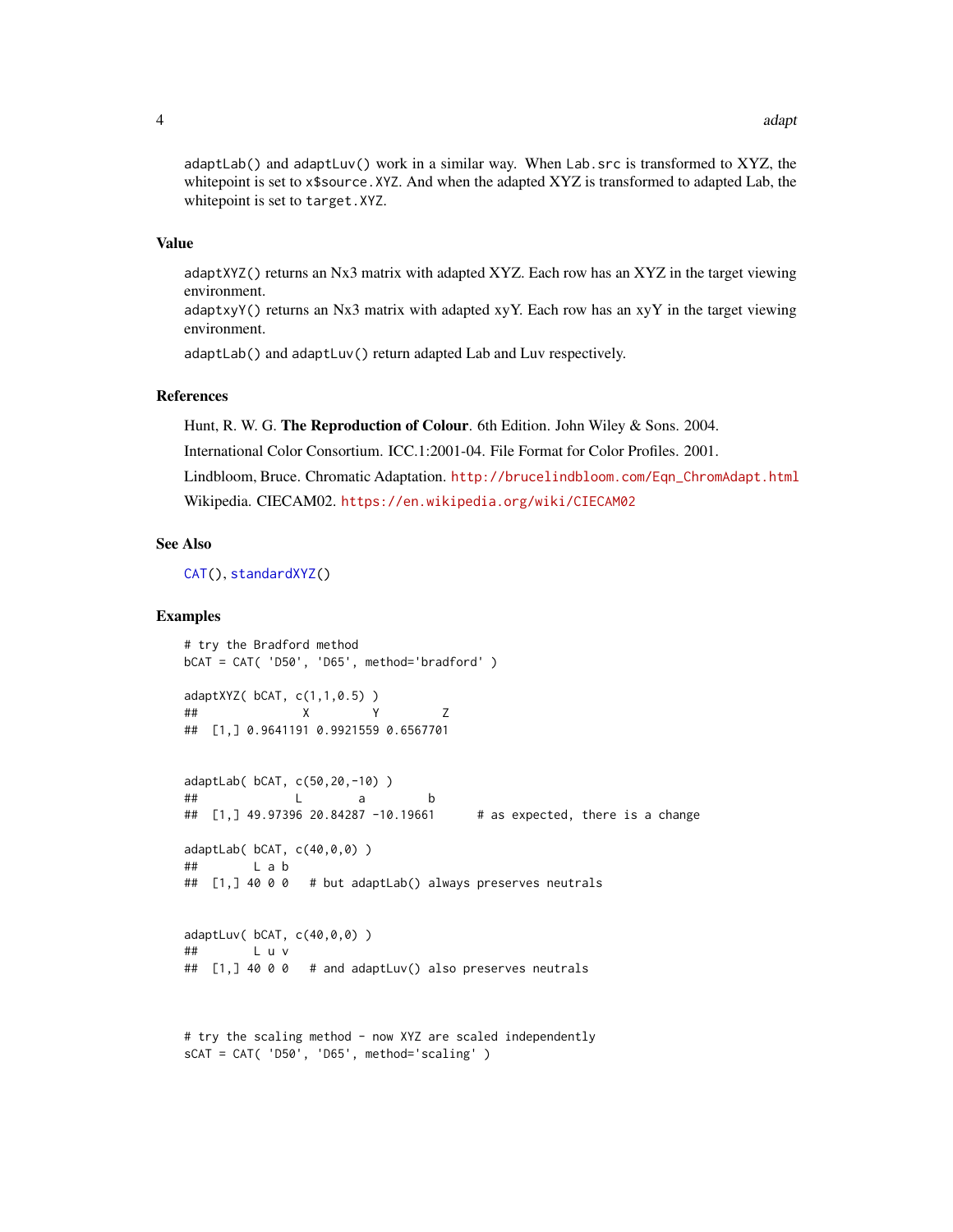adaptLab() and adaptLuv() work in a similar way. When Lab.src is transformed to XYZ, the whitepoint is set to x$source.XYZ. And when the adapted XYZ is transformed to adapted Lab, the whitepoint is set to target.XYZ.

## Value

adaptXYZ() returns an Nx3 matrix with adapted XYZ. Each row has an XYZ in the target viewing environment.
adaptxyY() returns an Nx3 matrix with adapted xyY. Each row has an xyY in the target viewing environment.

adaptLab() and adaptLuv() return adapted Lab and Luv respectively.

## References

Hunt, R. W. G. **The Reproduction of Colour**. 6th Edition. John Wiley & Sons. 2004.

International Color Consortium. ICC.1:2001-04. File Format for Color Profiles. 2001.

Lindbloom, Bruce. Chromatic Adaptation. http://brucelindbloom.com/Eqn_ChromAdapt.html

Wikipedia. CIECAM02. https://en.wikipedia.org/wiki/CIECAM02

## See Also

CAT(), standardXYZ()

## Examples

```
# try the Bradford method
bCAT = CAT( 'D50', 'D65', method='bradford' )

adaptXYZ( bCAT, c(1,1,0.5) )
##              X         Y         Z
##  [1,] 0.9641191 0.9921559 0.6567701


adaptLab( bCAT, c(50,20,-10) )
##            L        a         b
##  [1,] 49.97396 20.84287 -10.19661      # as expected, there is a change

adaptLab( bCAT, c(40,0,0) )
##       L a b
##  [1,] 40 0 0   # but adaptLab() always preserves neutrals


adaptLuv( bCAT, c(40,0,0) )
##       L u v
##  [1,] 40 0 0   # and adaptLuv() also preserves neutrals



# try the scaling method - now XYZ are scaled independently
sCAT = CAT( 'D50', 'D65', method='scaling' )
```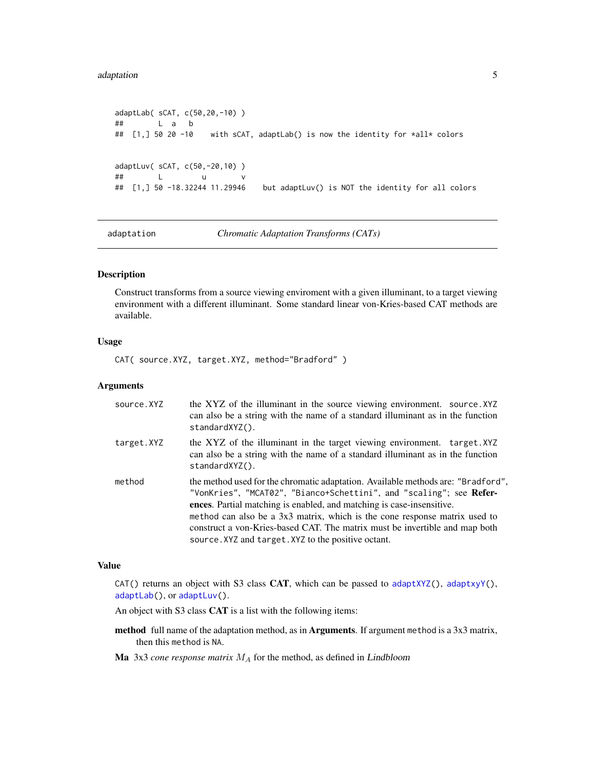```
adaptLab( sCAT, c(50,20,-10) )
##       L  a   b
## [1,] 50 20 -10    with sCAT, adaptLab() is now the identity for *all* colors


adaptLuv( sCAT, c(50,-20,10) )
##       L         u        v
## [1,] 50 -18.32244 11.29946    but adaptLuv() is NOT the identity for all colors
```

---

adaptation — *Chromatic Adaptation Transforms (CATs)*

---

## Description

Construct transforms from a source viewing enviroment with a given illuminant, to a target viewing environment with a different illuminant. Some standard linear von-Kries-based CAT methods are available.

## Usage

```
CAT( source.XYZ, target.XYZ, method="Bradford" )
```

## Arguments

| | |
|---|---|
| `source.XYZ` | the XYZ of the illuminant in the source viewing environment. `source.XYZ` can also be a string with the name of a standard illuminant as in the function `standardXYZ()`. |
| `target.XYZ` | the XYZ of the illuminant in the target viewing environment. `target.XYZ` can also be a string with the name of a standard illuminant as in the function `standardXYZ()`. |
| `method` | the method used for the chromatic adaptation. Available methods are: `"Bradford"`, `"VonKries"`, `"MCAT02"`, `"Bianco+Schettini"`, and `"scaling"`; see **References**. Partial matching is enabled, and matching is case-insensitive. `method` can also be a 3x3 matrix, which is the cone response matrix used to construct a von-Kries-based CAT. The matrix must be invertible and map both `source.XYZ` and `target.XYZ` to the positive octant. |

## Value

`CAT()` returns an object with S3 class **CAT**, which can be passed to `adaptXYZ()`, `adaptxyY()`, `adaptLab()`, or `adaptLuv()`.

An object with S3 class **CAT** is a list with the following items:

**method** full name of the adaptation method, as in **Arguments**. If argument `method` is a 3x3 matrix, then this `method` is `NA`.

**Ma** 3x3 *cone response matrix* $M_A$ for the method, as defined in *Lindbloom*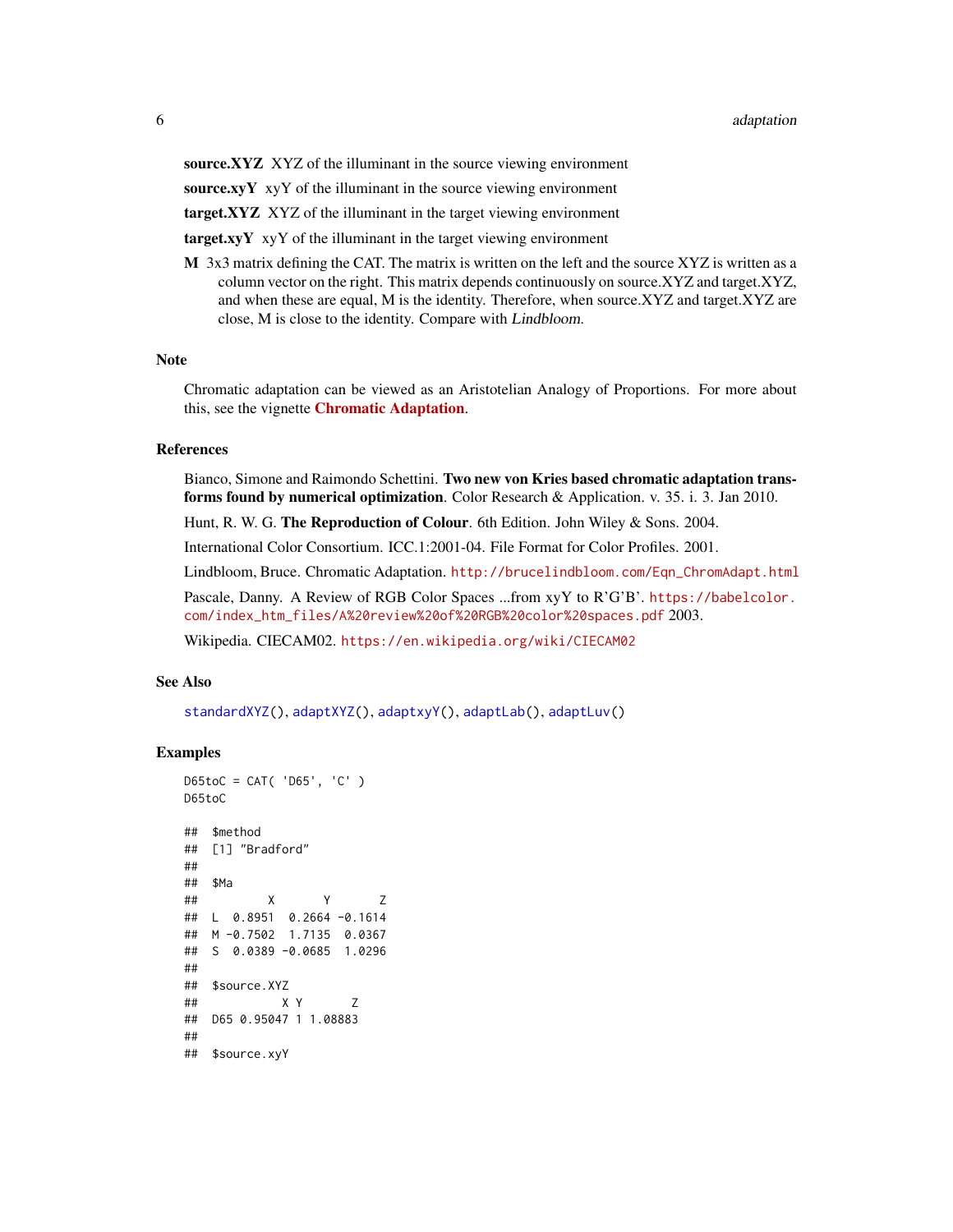**source.XYZ** XYZ of the illuminant in the source viewing environment

**source.xyY** xyY of the illuminant in the source viewing environment

**target.XYZ** XYZ of the illuminant in the target viewing environment

**target.xyY** xyY of the illuminant in the target viewing environment

**M** 3x3 matrix defining the CAT. The matrix is written on the left and the source XYZ is written as a column vector on the right. This matrix depends continuously on source.XYZ and target.XYZ, and when these are equal, M is the identity. Therefore, when source.XYZ and target.XYZ are close, M is close to the identity. Compare with *Lindbloom*.

## Note

Chromatic adaptation can be viewed as an Aristotelian Analogy of Proportions. For more about this, see the vignette **Chromatic Adaptation**.

## References

Bianco, Simone and Raimondo Schettini. **Two new von Kries based chromatic adaptation transforms found by numerical optimization**. Color Research & Application. v. 35. i. 3. Jan 2010.

Hunt, R. W. G. **The Reproduction of Colour**. 6th Edition. John Wiley & Sons. 2004.

International Color Consortium. ICC.1:2001-04. File Format for Color Profiles. 2001.

Lindbloom, Bruce. Chromatic Adaptation. http://brucelindbloom.com/Eqn_ChromAdapt.html

Pascale, Danny. A Review of RGB Color Spaces ...from xyY to R'G'B'. https://babelcolor.com/index_htm_files/A%20review%20of%20RGB%20color%20spaces.pdf 2003.

Wikipedia. CIECAM02. https://en.wikipedia.org/wiki/CIECAM02

## See Also

standardXYZ(), adaptXYZ(), adaptxyY(), adaptLab(), adaptLuv()

## Examples

```
D65toC = CAT( 'D65', 'C' )
D65toC

## $method
## [1] "Bradford"
##
## $Ma
##          X       Y       Z
## L  0.8951  0.2664 -0.1614
## M -0.7502  1.7135  0.0367
## S  0.0389 -0.0685  1.0296
##
## $source.XYZ
##           X Y       Z
## D65 0.95047 1 1.08883
##
## $source.xyY
```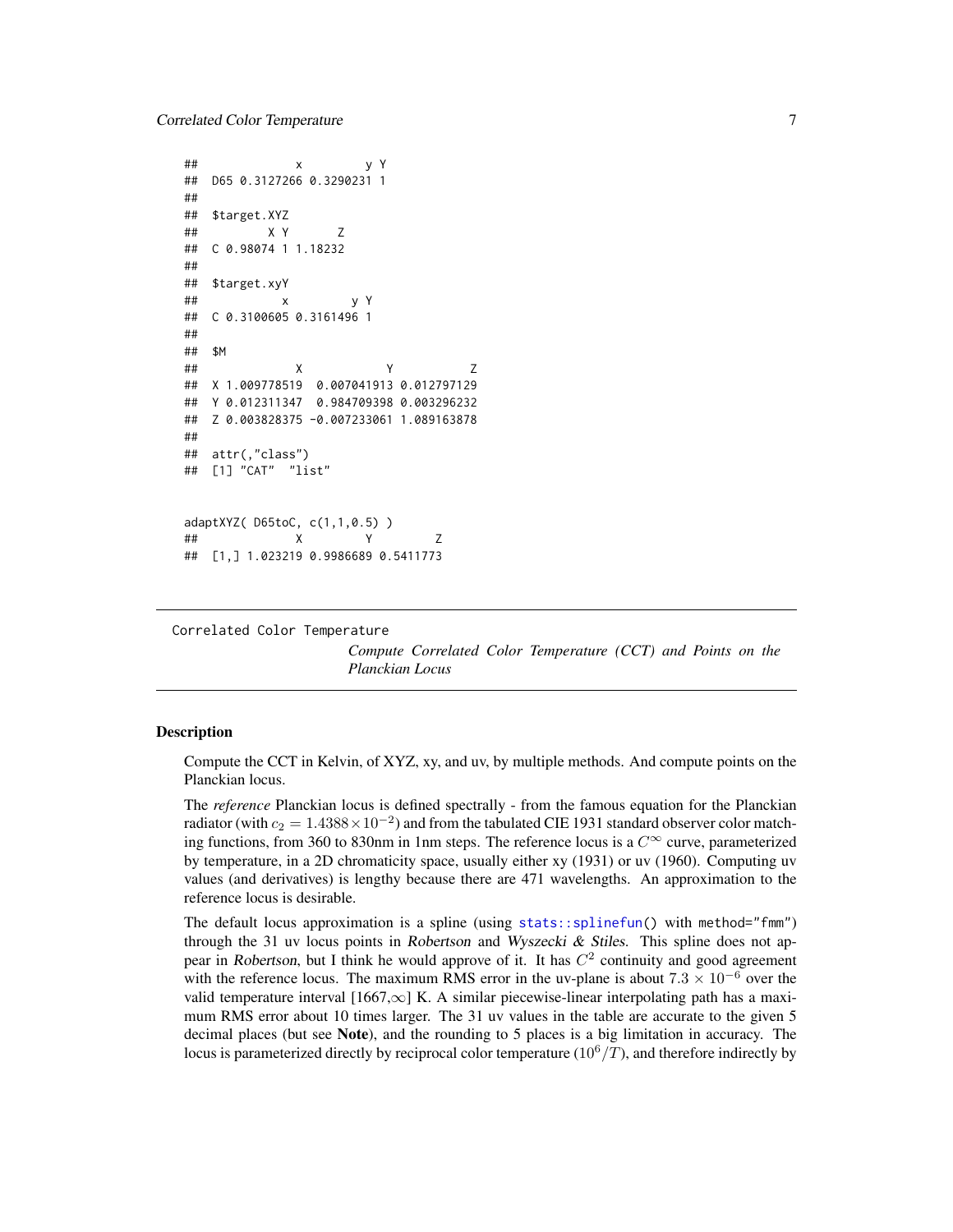```
##             x         y Y
## D65 0.3127266 0.3290231 1
##
## $target.XYZ
##         X Y       Z
## C 0.98074 1 1.18232
##
## $target.xyY
##           x         y Y
## C 0.3100605 0.3161496 1
##
## $M
##             X            Y           Z
## X 1.009778519  0.007041913 0.012797129
## Y 0.012311347  0.984709398 0.003296232
## Z 0.003828375 -0.007233061 1.089163878
##
## attr(,"class")
## [1] "CAT"  "list"


adaptXYZ( D65toC, c(1,1,0.5) )
##             X         Y         Z
## [1,] 1.023219 0.9986689 0.5411773
```

---

Correlated Color Temperature — *Compute Correlated Color Temperature (CCT) and Points on the Planckian Locus*

---

### Description

Compute the CCT in Kelvin, of XYZ, xy, and uv, by multiple methods. And compute points on the Planckian locus.

The *reference* Planckian locus is defined spectrally - from the famous equation for the Planckian radiator (with $c_2 = 1.4388 \times 10^{-2}$) and from the tabulated CIE 1931 standard observer color matching functions, from 360 to 830nm in 1nm steps. The reference locus is a $C^\infty$ curve, parameterized by temperature, in a 2D chromaticity space, usually either xy (1931) or uv (1960). Computing uv values (and derivatives) is lengthy because there are 471 wavelengths. An approximation to the reference locus is desirable.

The default locus approximation is a spline (using `stats::splinefun()` with `method="fmm"`) through the 31 uv locus points in *Robertson* and *Wyszecki & Stiles*. This spline does not appear in *Robertson*, but I think he would approve of it. It has $C^2$ continuity and good agreement with the reference locus. The maximum RMS error in the uv-plane is about $7.3 \times 10^{-6}$ over the valid temperature interval [1667,$\infty$] K. A similar piecewise-linear interpolating path has a maximum RMS error about 10 times larger. The 31 uv values in the table are accurate to the given 5 decimal places (but see **Note**), and the rounding to 5 places is a big limitation in accuracy. The locus is parameterized directly by reciprocal color temperature ($10^6/T$), and therefore indirectly by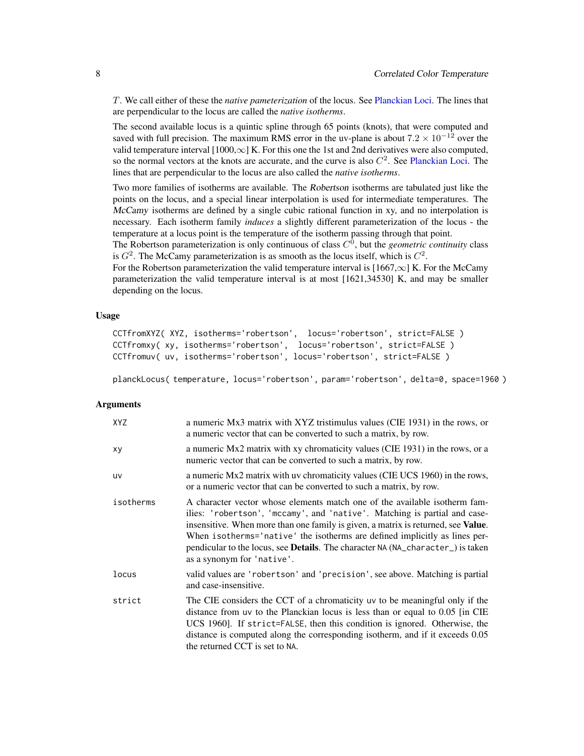$T$. We call either of these the *native pameterization* of the locus. See Planckian Loci. The lines that are perpendicular to the locus are called the *native isotherms*.

The second available locus is a quintic spline through 65 points (knots), that were computed and saved with full precision. The maximum RMS error in the uv-plane is about $7.2 \times 10^{-12}$ over the valid temperature interval [1000,$\infty$] K. For this one the 1st and 2nd derivatives were also computed, so the normal vectors at the knots are accurate, and the curve is also $C^2$. See Planckian Loci. The lines that are perpendicular to the locus are also called the *native isotherms*.

Two more families of isotherms are available. The *Robertson* isotherms are tabulated just like the points on the locus, and a special linear interpolation is used for intermediate temperatures. The *McCamy* isotherms are defined by a single cubic rational function in xy, and no interpolation is necessary. Each isotherm family *induces* a slightly different parameterization of the locus - the temperature at a locus point is the temperature of the isotherm passing through that point.
The Robertson parameterization is only continuous of class $C^0$, but the *geometric continuity* class is $G^2$. The McCamy parameterization is as smooth as the locus itself, which is $C^2$.
For the Robertson parameterization the valid temperature interval is [1667,$\infty$] K. For the McCamy parameterization the valid temperature interval is at most [1621,34530] K, and may be smaller depending on the locus.

## Usage

```
CCTfromXYZ( XYZ, isotherms='robertson',  locus='robertson', strict=FALSE )
CCTfromxy( xy, isotherms='robertson',  locus='robertson', strict=FALSE )
CCTfromuv( uv, isotherms='robertson', locus='robertson', strict=FALSE )

planckLocus( temperature, locus='robertson', param='robertson', delta=0, space=1960 )
```

## Arguments

| | |
|---|---|
| `XYZ` | a numeric Mx3 matrix with XYZ tristimulus values (CIE 1931) in the rows, or a numeric vector that can be converted to such a matrix, by row. |
| `xy` | a numeric Mx2 matrix with xy chromaticity values (CIE 1931) in the rows, or a numeric vector that can be converted to such a matrix, by row. |
| `uv` | a numeric Mx2 matrix with uv chromaticity values (CIE UCS 1960) in the rows, or a numeric vector that can be converted to such a matrix, by row. |
| `isotherms` | A character vector whose elements match one of the available isotherm families: `'robertson'`, `'mccamy'`, and `'native'`. Matching is partial and case-insensitive. When more than one family is given, a matrix is returned, see **Value**. When `isotherms='native'` the isotherms are defined implicitly as lines perpendicular to the locus, see **Details**. The character `NA` (`NA_character_`) is taken as a synonym for `'native'`. |
| `locus` | valid values are `'robertson'` and `'precision'`, see above. Matching is partial and case-insensitive. |
| `strict` | The CIE considers the CCT of a chromaticity `uv` to be meaningful only if the distance from `uv` to the Planckian locus is less than or equal to 0.05 [in CIE UCS 1960]. If `strict=FALSE`, then this condition is ignored. Otherwise, the distance is computed along the corresponding isotherm, and if it exceeds 0.05 the returned CCT is set to `NA`. |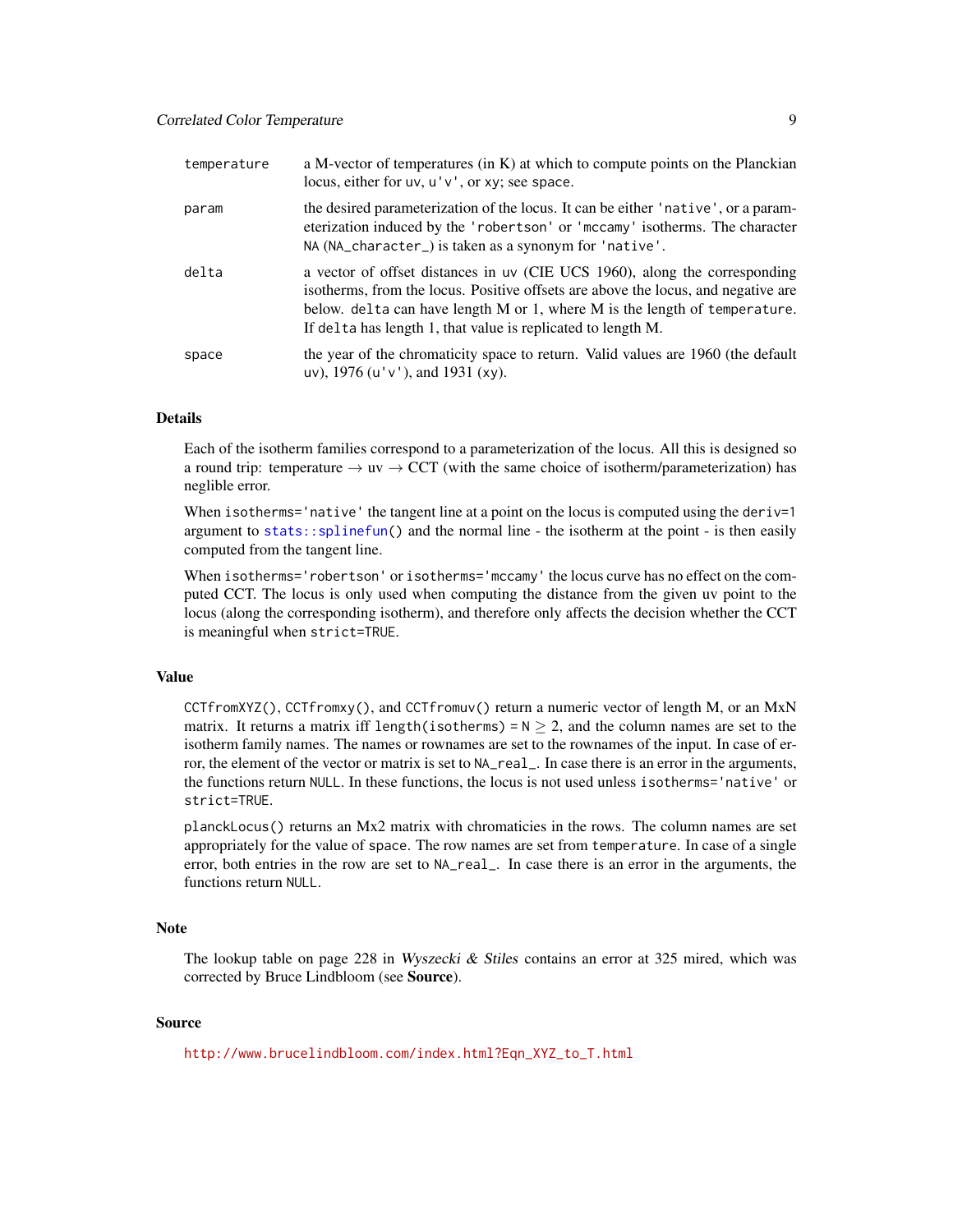| | |
|---|---|
| `temperature` | a M-vector of temperatures (in K) at which to compute points on the Planckian locus, either for `uv`, `u'v'`, or `xy`; see `space`. |
| `param` | the desired parameterization of the locus. It can be either `'native'`, or a parameterization induced by the `'robertson'` or `'mccamy'` isotherms. The character `NA` (`NA_character_`) is taken as a synonym for `'native'`. |
| `delta` | a vector of offset distances in `uv` (CIE UCS 1960), along the corresponding isotherms, from the locus. Positive offsets are above the locus, and negative are below. `delta` can have length M or 1, where M is the length of `temperature`. If `delta` has length 1, that value is replicated to length M. |
| `space` | the year of the chromaticity space to return. Valid values are 1960 (the default `uv`), 1976 (`u'v'`), and 1931 (`xy`). |

### Details

Each of the isotherm families correspond to a parameterization of the locus. All this is designed so a round trip: temperature → uv → CCT (with the same choice of isotherm/parameterization) has neglible error.

When `isotherms='native'` the tangent line at a point on the locus is computed using the `deriv=1` argument to `stats::splinefun()` and the normal line - the isotherm at the point - is then easily computed from the tangent line.

When `isotherms='robertson'` or `isotherms='mccamy'` the locus curve has no effect on the computed CCT. The locus is only used when computing the distance from the given uv point to the locus (along the corresponding isotherm), and therefore only affects the decision whether the CCT is meaningful when `strict=TRUE`.

### Value

`CCTfromXYZ()`, `CCTfromxy()`, and `CCTfromuv()` return a numeric vector of length M, or an MxN matrix. It returns a matrix iff `length(isotherms) = N` $\geq 2$, and the column names are set to the isotherm family names. The names or rownames are set to the rownames of the input. In case of error, the element of the vector or matrix is set to `NA_real_`. In case there is an error in the arguments, the functions return `NULL`. In these functions, the locus is not used unless `isotherms='native'` or `strict=TRUE`.

`planckLocus()` returns an Mx2 matrix with chromaticies in the rows. The column names are set appropriately for the value of `space`. The row names are set from `temperature`. In case of a single error, both entries in the row are set to `NA_real_`. In case there is an error in the arguments, the functions return `NULL`.

### Note

The lookup table on page 228 in *Wyszecki & Stiles* contains an error at 325 mired, which was corrected by Bruce Lindbloom (see **Source**).

### Source

http://www.brucelindbloom.com/index.html?Eqn_XYZ_to_T.html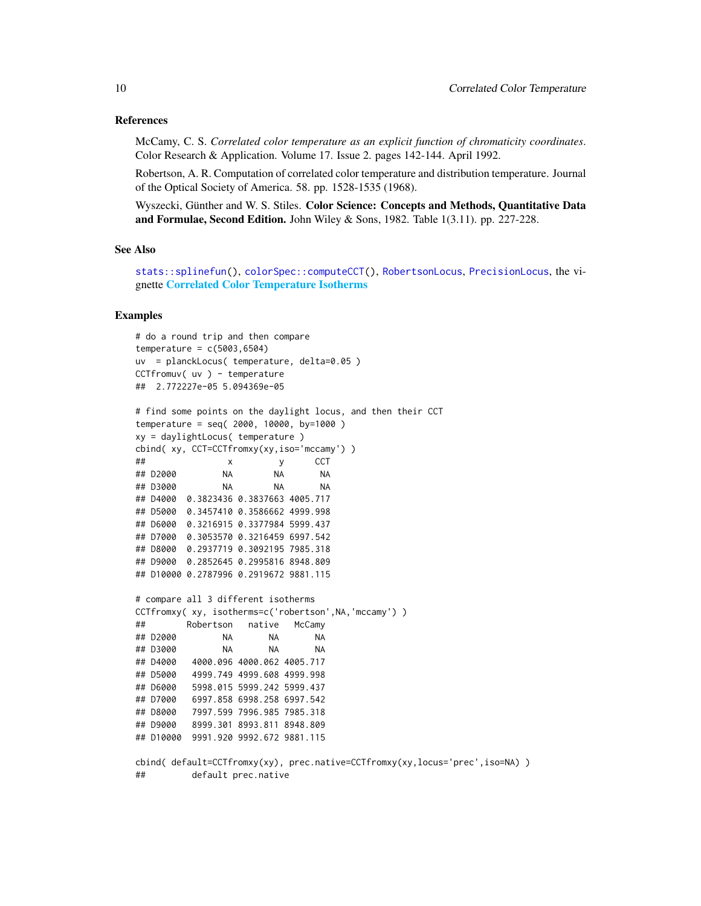### References

McCamy, C. S. *Correlated color temperature as an explicit function of chromaticity coordinates*. Color Research & Application. Volume 17. Issue 2. pages 142-144. April 1992.

Robertson, A. R. Computation of correlated color temperature and distribution temperature. Journal of the Optical Society of America. 58. pp. 1528-1535 (1968).

Wyszecki, Günther and W. S. Stiles. **Color Science: Concepts and Methods, Quantitative Data and Formulae, Second Edition.** John Wiley & Sons, 1982. Table 1(3.11). pp. 227-228.

### See Also

`stats::splinefun()`, `colorSpec::computeCCT()`, `RobertsonLocus`, `PrecisionLocus`, the vignette **Correlated Color Temperature Isotherms**

### Examples

```
# do a round trip and then compare
temperature = c(5003,6504)
uv  = planckLocus( temperature, delta=0.05 )
CCTfromuv( uv ) - temperature
##  2.772227e-05 5.094369e-05

# find some points on the daylight locus, and then their CCT
temperature = seq( 2000, 10000, by=1000 )
xy = daylightLocus( temperature )
cbind( xy, CCT=CCTfromxy(xy,iso='mccamy') )
##                x         y      CCT
## D2000         NA        NA       NA
## D3000         NA        NA       NA
## D4000  0.3823436 0.3837663 4005.717
## D5000  0.3457410 0.3586662 4999.998
## D6000  0.3216915 0.3377984 5999.437
## D7000  0.3053570 0.3216459 6997.542
## D8000  0.2937719 0.3092195 7985.318
## D9000  0.2852645 0.2995816 8948.809
## D10000 0.2787996 0.2919672 9881.115

# compare all 3 different isotherms
CCTfromxy( xy, isotherms=c('robertson',NA,'mccamy') )
##        Robertson   native   McCamy
## D2000         NA       NA       NA
## D3000         NA       NA       NA
## D4000   4000.096 4000.062 4005.717
## D5000   4999.749 4999.608 4999.998
## D6000   5998.015 5999.242 5999.437
## D7000   6997.858 6998.258 6997.542
## D8000   7997.599 7996.985 7985.318
## D9000   8999.301 8993.811 8948.809
## D10000  9991.920 9992.672 9881.115

cbind( default=CCTfromxy(xy), prec.native=CCTfromxy(xy,locus='prec',iso=NA) )
##         default prec.native
```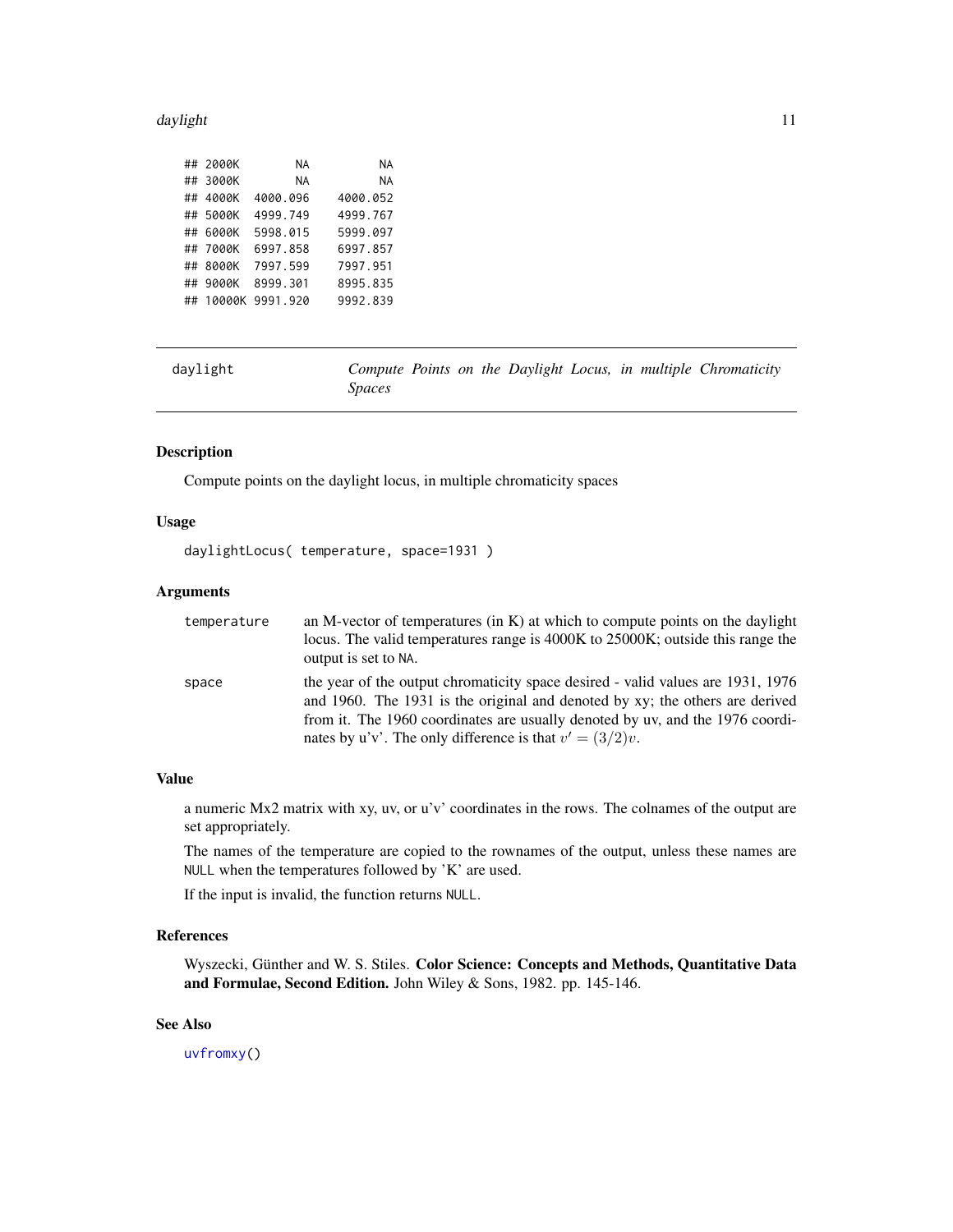```
## 2000K        NA          NA
## 3000K        NA          NA
## 4000K  4000.096    4000.052
## 5000K  4999.749    4999.767
## 6000K  5998.015    5999.097
## 7000K  6997.858    6997.857
## 8000K  7997.599    7997.951
## 9000K  8999.301    8995.835
## 10000K 9991.920    9992.839
```

---

`daylight` — *Compute Points on the Daylight Locus, in multiple Chromaticity Spaces*

---

### Description

Compute points on the daylight locus, in multiple chromaticity spaces

### Usage

```
daylightLocus( temperature, space=1931 )
```

### Arguments

| | |
|---|---|
| `temperature` | an M-vector of temperatures (in K) at which to compute points on the daylight locus. The valid temperatures range is 4000K to 25000K; outside this range the output is set to `NA`. |
| `space` | the year of the output chromaticity space desired - valid values are 1931, 1976 and 1960. The 1931 is the original and denoted by xy; the others are derived from it. The 1960 coordinates are usually denoted by uv, and the 1976 coordinates by u'v'. The only difference is that $v' = (3/2)v$. |

### Value

a numeric Mx2 matrix with xy, uv, or u'v' coordinates in the rows. The colnames of the output are set appropriately.

The names of the temperature are copied to the rownames of the output, unless these names are `NULL` when the temperatures followed by 'K' are used.

If the input is invalid, the function returns `NULL`.

### References

Wyszecki, Günther and W. S. Stiles. **Color Science: Concepts and Methods, Quantitative Data and Formulae, Second Edition.** John Wiley & Sons, 1982. pp. 145-146.

### See Also

`uvfromxy()`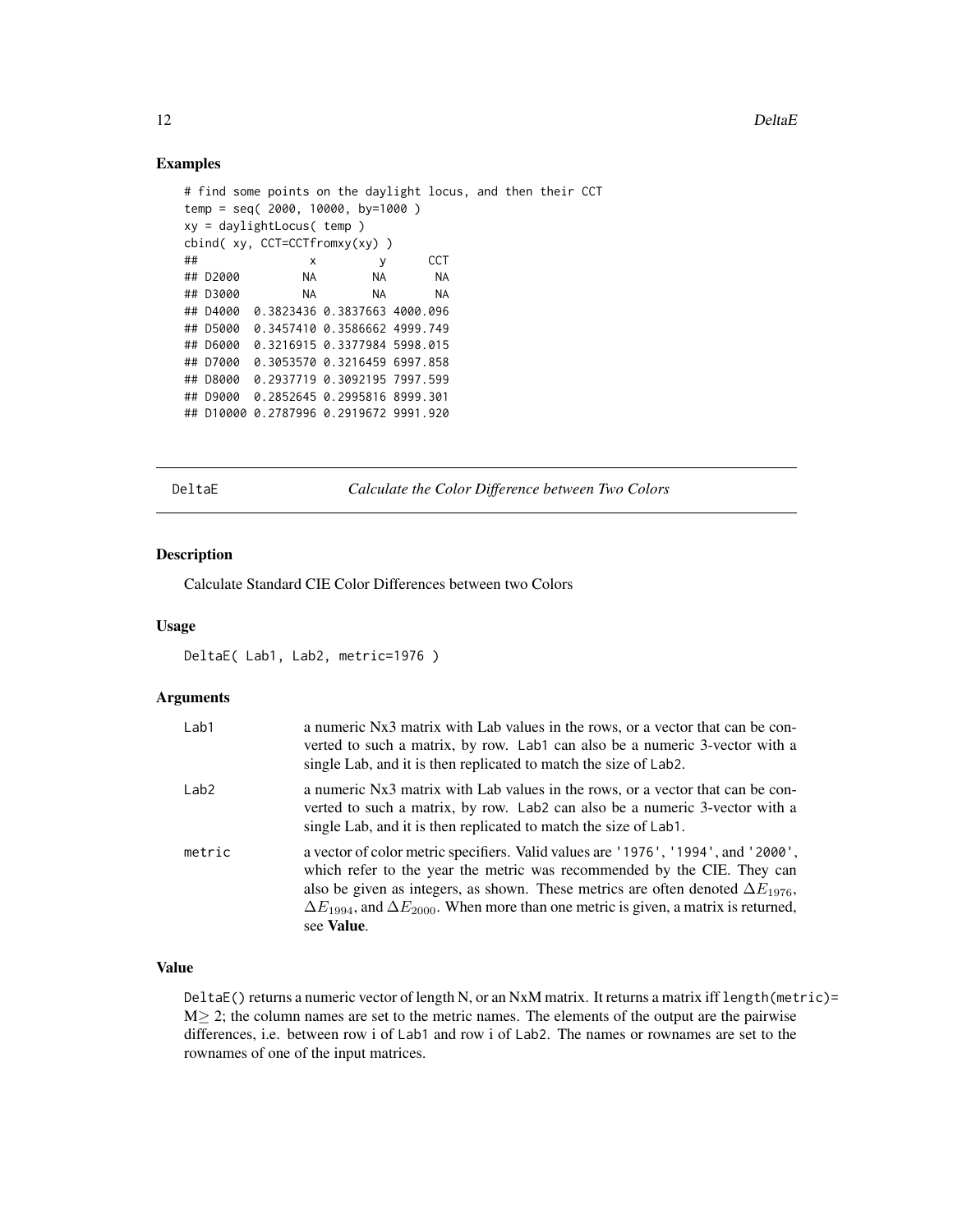### Examples

```
# find some points on the daylight locus, and then their CCT
temp = seq( 2000, 10000, by=1000 )
xy = daylightLocus( temp )
cbind( xy, CCT=CCTfromxy(xy) )
##               x         y      CCT
## D2000         NA        NA       NA
## D3000         NA        NA       NA
## D4000  0.3823436 0.3837663 4000.096
## D5000  0.3457410 0.3586662 4999.749
## D6000  0.3216915 0.3377984 5998.015
## D7000  0.3053570 0.3216459 6997.858
## D8000  0.2937719 0.3092195 7997.599
## D9000  0.2852645 0.2995816 8999.301
## D10000 0.2787996 0.2919672 9991.920
```

---

## DeltaE — *Calculate the Color Difference between Two Colors*

### Description

Calculate Standard CIE Color Differences between two Colors

### Usage

```
DeltaE( Lab1, Lab2, metric=1976 )
```

### Arguments

| | |
|---|---|
| `Lab1` | a numeric Nx3 matrix with Lab values in the rows, or a vector that can be converted to such a matrix, by row. `Lab1` can also be a numeric 3-vector with a single Lab, and it is then replicated to match the size of `Lab2`. |
| `Lab2` | a numeric Nx3 matrix with Lab values in the rows, or a vector that can be converted to such a matrix, by row. `Lab2` can also be a numeric 3-vector with a single Lab, and it is then replicated to match the size of `Lab1`. |
| `metric` | a vector of color metric specifiers. Valid values are `'1976'`, `'1994'`, and `'2000'`, which refer to the year the metric was recommended by the CIE. They can also be given as integers, as shown. These metrics are often denoted $\Delta E_{1976}$, $\Delta E_{1994}$, and $\Delta E_{2000}$. When more than one metric is given, a matrix is returned, see **Value**. |

### Value

`DeltaE()` returns a numeric vector of length N, or an NxM matrix. It returns a matrix iff `length(metric)=` $M \geq 2$; the column names are set to the metric names. The elements of the output are the pairwise differences, i.e. between row i of `Lab1` and row i of `Lab2`. The names or rownames are set to the rownames of one of the input matrices.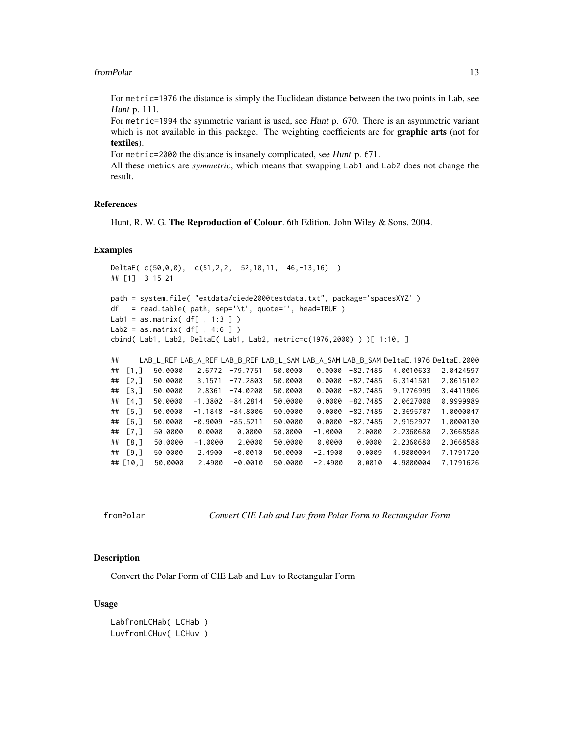For metric=1976 the distance is simply the Euclidean distance between the two points in Lab, see *Hunt* p. 111.
For metric=1994 the symmetric variant is used, see *Hunt* p. 670. There is an asymmetric variant which is not available in this package. The weighting coefficients are for **graphic arts** (not for **textiles**).
For metric=2000 the distance is insanely complicated, see *Hunt* p. 671.
All these metrics are *symmetric*, which means that swapping Lab1 and Lab2 does not change the result.

### References

Hunt, R. W. G. **The Reproduction of Colour**. 6th Edition. John Wiley & Sons. 2004.

### Examples

```
DeltaE( c(50,0,0),  c(51,2,2,  52,10,11,  46,-13,16)  )
## [1]  3 15 21

path = system.file( "extdata/ciede2000testdata.txt", package='spacesXYZ' )
df   = read.table( path, sep='\t', quote='', head=TRUE )
Lab1 = as.matrix( df[ , 1:3 ] )
Lab2 = as.matrix( df[ , 4:6 ] )
cbind( Lab1, Lab2, DeltaE( Lab1, Lab2, metric=c(1976,2000) ) )[ 1:10, ]

##       LAB_L_REF LAB_A_REF LAB_B_REF LAB_L_SAM LAB_A_SAM LAB_B_SAM DeltaE.1976 DeltaE.2000
##  [1,]   50.0000    2.6772  -79.7751   50.0000    0.0000  -82.7485   4.0010633   2.0424597
##  [2,]   50.0000    3.1571  -77.2803   50.0000    0.0000  -82.7485   6.3141501   2.8615102
##  [3,]   50.0000    2.8361  -74.0200   50.0000    0.0000  -82.7485   9.1776999   3.4411906
##  [4,]   50.0000   -1.3802  -84.2814   50.0000    0.0000  -82.7485   2.0627008   0.9999989
##  [5,]   50.0000   -1.1848  -84.8006   50.0000    0.0000  -82.7485   2.3695707   1.0000047
##  [6,]   50.0000   -0.9009  -85.5211   50.0000    0.0000  -82.7485   2.9152927   1.0000130
##  [7,]   50.0000    0.0000    0.0000   50.0000   -1.0000    2.0000   2.2360680   2.3668588
##  [8,]   50.0000   -1.0000    2.0000   50.0000    0.0000    0.0000   2.2360680   2.3668588
##  [9,]   50.0000    2.4900   -0.0010   50.0000   -2.4900    0.0009   4.9800004   7.1791720
## [10,]   50.0000    2.4900   -0.0010   50.0000   -2.4900    0.0010   4.9800004   7.1791626
```

---

## fromPolar — *Convert CIE Lab and Luv from Polar Form to Rectangular Form*

### Description

Convert the Polar Form of CIE Lab and Luv to Rectangular Form

### Usage

```
LabfromLCHab( LCHab )
LuvfromLCHuv( LCHuv )
```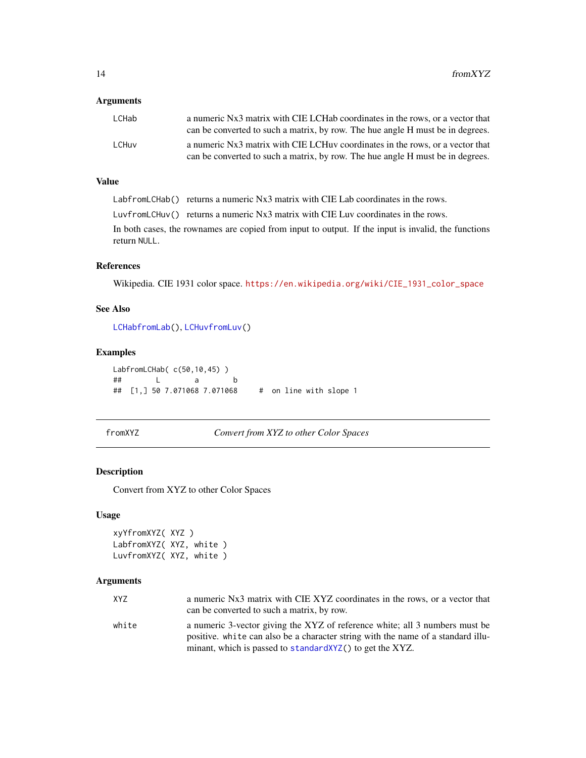### Arguments

| | |
|---|---|
| LCHab | a numeric Nx3 matrix with CIE LCHab coordinates in the rows, or a vector that can be converted to such a matrix, by row. The hue angle H must be in degrees. |
| LCHuv | a numeric Nx3 matrix with CIE LCHuv coordinates in the rows, or a vector that can be converted to such a matrix, by row. The hue angle H must be in degrees. |

### Value

`LabfromLCHab()` returns a numeric Nx3 matrix with CIE Lab coordinates in the rows.

`LuvfromLCHuv()` returns a numeric Nx3 matrix with CIE Luv coordinates in the rows.

In both cases, the rownames are copied from input to output. If the input is invalid, the functions return `NULL`.

### References

Wikipedia. CIE 1931 color space. https://en.wikipedia.org/wiki/CIE_1931_color_space

### See Also

`LCHabfromLab()`, `LCHuvfromLuv()`

### Examples

```
LabfromLCHab( c(50,10,45) )
##        L        a        b
## [1,] 50 7.071068 7.071068     #  on line with slope 1
```

---

## fromXYZ — *Convert from XYZ to other Color Spaces*

### Description

Convert from XYZ to other Color Spaces

### Usage

```
xyYfromXYZ( XYZ )
LabfromXYZ( XYZ, white )
LuvfromXYZ( XYZ, white )
```

### Arguments

| | |
|---|---|
| XYZ | a numeric Nx3 matrix with CIE XYZ coordinates in the rows, or a vector that can be converted to such a matrix, by row. |
| white | a numeric 3-vector giving the XYZ of reference white; all 3 numbers must be positive. `white` can also be a character string with the name of a standard illuminant, which is passed to `standardXYZ()` to get the XYZ. |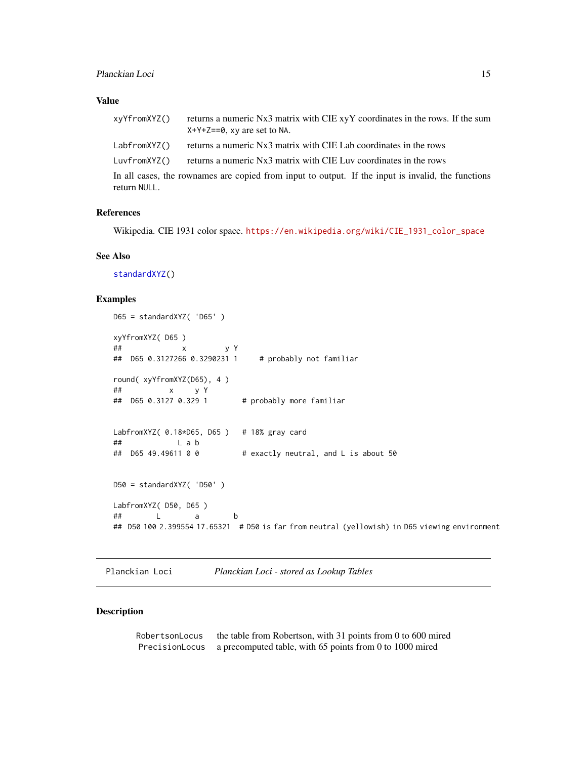## Value

| | |
|---|---|
| `xyYfromXYZ()` | returns a numeric Nx3 matrix with CIE xyY coordinates in the rows. If the sum `X+Y+Z==0`, xy are set to `NA`. |
| `LabfromXYZ()` | returns a numeric Nx3 matrix with CIE Lab coordinates in the rows |
| `LuvfromXYZ()` | returns a numeric Nx3 matrix with CIE Luv coordinates in the rows |

In all cases, the rownames are copied from input to output. If the input is invalid, the functions return `NULL`.

## References

Wikipedia. CIE 1931 color space. https://en.wikipedia.org/wiki/CIE_1931_color_space

## See Also

`standardXYZ()`

## Examples

```
D65 = standardXYZ( 'D65' )

xyYfromXYZ( D65 )
##             x         y Y
##  D65 0.3127266 0.3290231 1     # probably not familiar

round( xyYfromXYZ(D65), 4 )
##          x     y Y
##  D65 0.3127 0.329 1        # probably more familiar


LabfromXYZ( 0.18*D65, D65 )   # 18% gray card
##            L a b
##  D65 49.49611 0 0          # exactly neutral, and L is about 50


D50 = standardXYZ( 'D50' )

LabfromXYZ( D50, D65 )
##       L        a        b
## D50 100 2.399554 17.65321  # D50 is far from neutral (yellowish) in D65 viewing environment
```

---

`Planckian Loci` — *Planckian Loci - stored as Lookup Tables*

---

## Description

| | |
|---|---|
| `RobertsonLocus` | the table from Robertson, with 31 points from 0 to 600 mired |
| `PrecisionLocus` | a precomputed table, with 65 points from 0 to 1000 mired |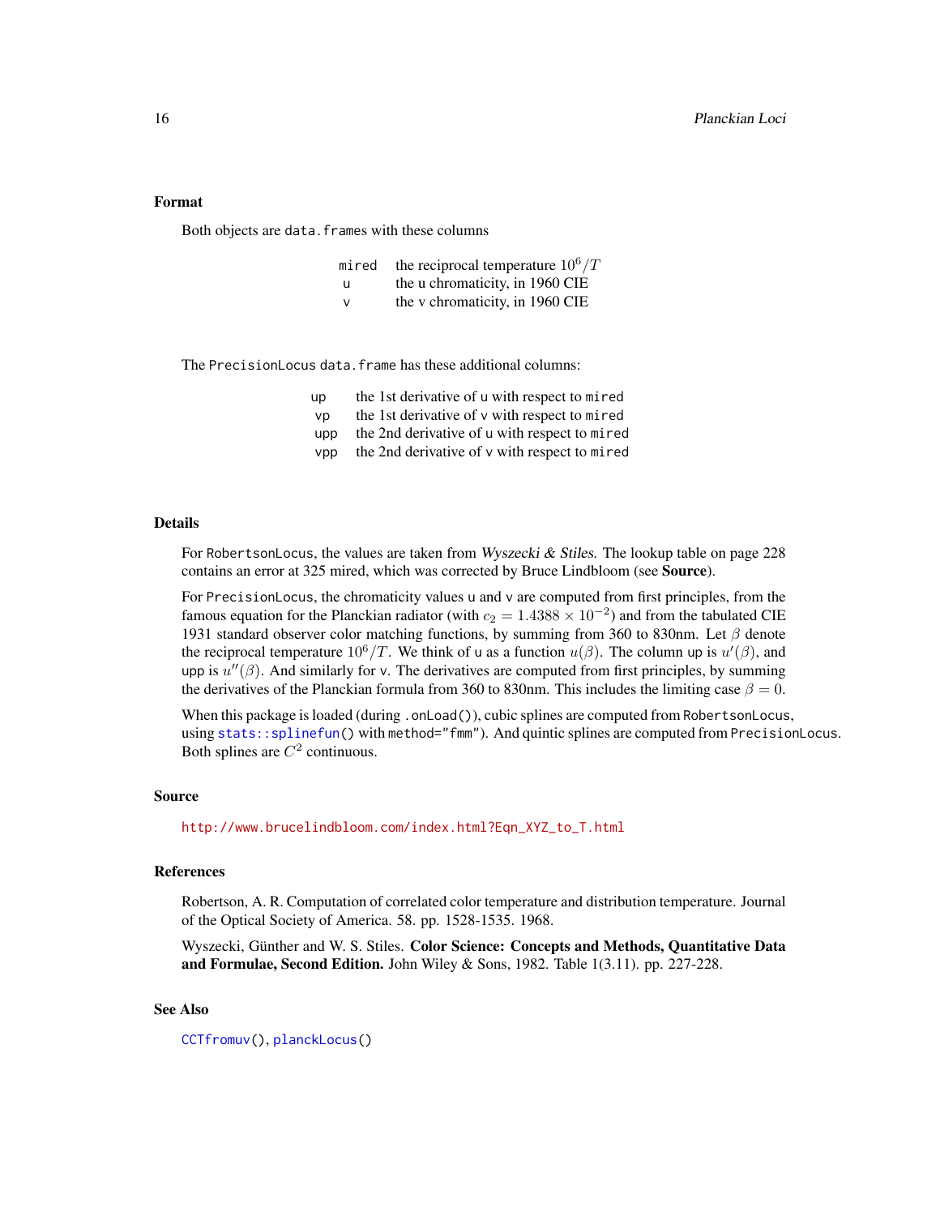## Format

Both objects are `data.frame`s with these columns

| | |
|---|---|
| `mired` | the reciprocal temperature $10^6/T$ |
| `u` | the u chromaticity, in 1960 CIE |
| `v` | the v chromaticity, in 1960 CIE |

The `PrecisionLocus` `data.frame` has these additional columns:

| | |
|---|---|
| `up` | the 1st derivative of `u` with respect to `mired` |
| `vp` | the 1st derivative of `v` with respect to `mired` |
| `upp` | the 2nd derivative of `u` with respect to `mired` |
| `vpp` | the 2nd derivative of `v` with respect to `mired` |

## Details

For `RobertsonLocus`, the values are taken from *Wyszecki & Stiles*. The lookup table on page 228 contains an error at 325 mired, which was corrected by Bruce Lindbloom (see **Source**).

For `PrecisionLocus`, the chromaticity values `u` and `v` are computed from first principles, from the famous equation for the Planckian radiator (with $c_2 = 1.4388 \times 10^{-2}$) and from the tabulated CIE 1931 standard observer color matching functions, by summing from 360 to 830nm. Let $\beta$ denote the reciprocal temperature $10^6/T$. We think of `u` as a function $u(\beta)$. The column `up` is $u'(\beta)$, and `upp` is $u''(\beta)$. And similarly for `v`. The derivatives are computed from first principles, by summing the derivatives of the Planckian formula from 360 to 830nm. This includes the limiting case $\beta = 0$.

When this package is loaded (during `.onLoad()`), cubic splines are computed from `RobertsonLocus`, using `stats::splinefun()` with `method="fmm"`). And quintic splines are computed from `PrecisionLocus`. Both splines are $C^2$ continuous.

## Source

http://www.brucelindbloom.com/index.html?Eqn_XYZ_to_T.html

## References

Robertson, A. R. Computation of correlated color temperature and distribution temperature. Journal of the Optical Society of America. 58. pp. 1528-1535. 1968.

Wyszecki, Günther and W. S. Stiles. **Color Science: Concepts and Methods, Quantitative Data and Formulae, Second Edition.** John Wiley & Sons, 1982. Table 1(3.11). pp. 227-228.

## See Also

`CCTfromuv()`, `planckLocus()`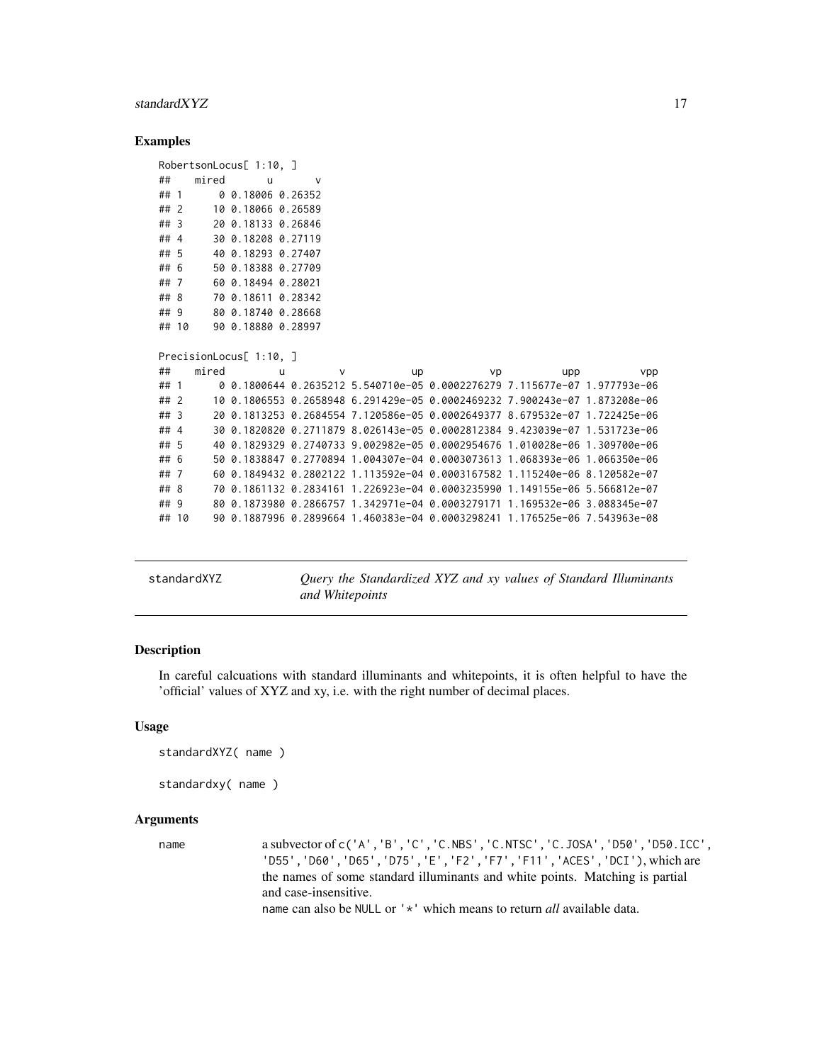## Examples

```
RobertsonLocus[ 1:10, ]
##    mired       u       v
## 1      0 0.18006 0.26352
## 2     10 0.18066 0.26589
## 3     20 0.18133 0.26846
## 4     30 0.18208 0.27119
## 5     40 0.18293 0.27407
## 6     50 0.18388 0.27709
## 7     60 0.18494 0.28021
## 8     70 0.18611 0.28342
## 9     80 0.18740 0.28668
## 10    90 0.18880 0.28997

PrecisionLocus[ 1:10, ]
##    mired         u         v           up           vp          upp          vpp
## 1      0 0.1800644 0.2635212 5.540710e-05 0.0002276279 7.115677e-07 1.977793e-06
## 2     10 0.1806553 0.2658948 6.291429e-05 0.0002469232 7.900243e-07 1.873208e-06
## 3     20 0.1813253 0.2684554 7.120586e-05 0.0002649377 8.679532e-07 1.722425e-06
## 4     30 0.1820820 0.2711879 8.026143e-05 0.0002812384 9.423039e-07 1.531723e-06
## 5     40 0.1829329 0.2740733 9.002982e-05 0.0002954676 1.010028e-06 1.309700e-06
## 6     50 0.1838847 0.2770894 1.004307e-04 0.0003073613 1.068393e-06 1.066350e-06
## 7     60 0.1849432 0.2802122 1.113592e-04 0.0003167582 1.115240e-06 8.120582e-07
## 8     70 0.1861132 0.2834161 1.226923e-04 0.0003235990 1.149155e-06 5.566812e-07
## 9     80 0.1873980 0.2866757 1.342971e-04 0.0003279171 1.169532e-06 3.088345e-07
## 10    90 0.1887996 0.2899664 1.460383e-04 0.0003298241 1.176525e-06 7.543963e-08
```

---

# standardXYZ — *Query the Standardized XYZ and xy values of Standard Illuminants and Whitepoints*

## Description

In careful calcuations with standard illuminants and whitepoints, it is often helpful to have the 'official' values of XYZ and xy, i.e. with the right number of decimal places.

## Usage

```
standardXYZ( name )

standardxy( name )
```

## Arguments

| | |
|---|---|
| name | a subvector of `c('A','B','C','C.NBS','C.NTSC','C.JOSA','D50','D50.ICC', 'D55','D60','D65','D75','E','F2','F7','F11','ACES','DCI')`, which are the names of some standard illuminants and white points. Matching is partial and case-insensitive.<br>`name` can also be `NULL` or `'*'` which means to return *all* available data. |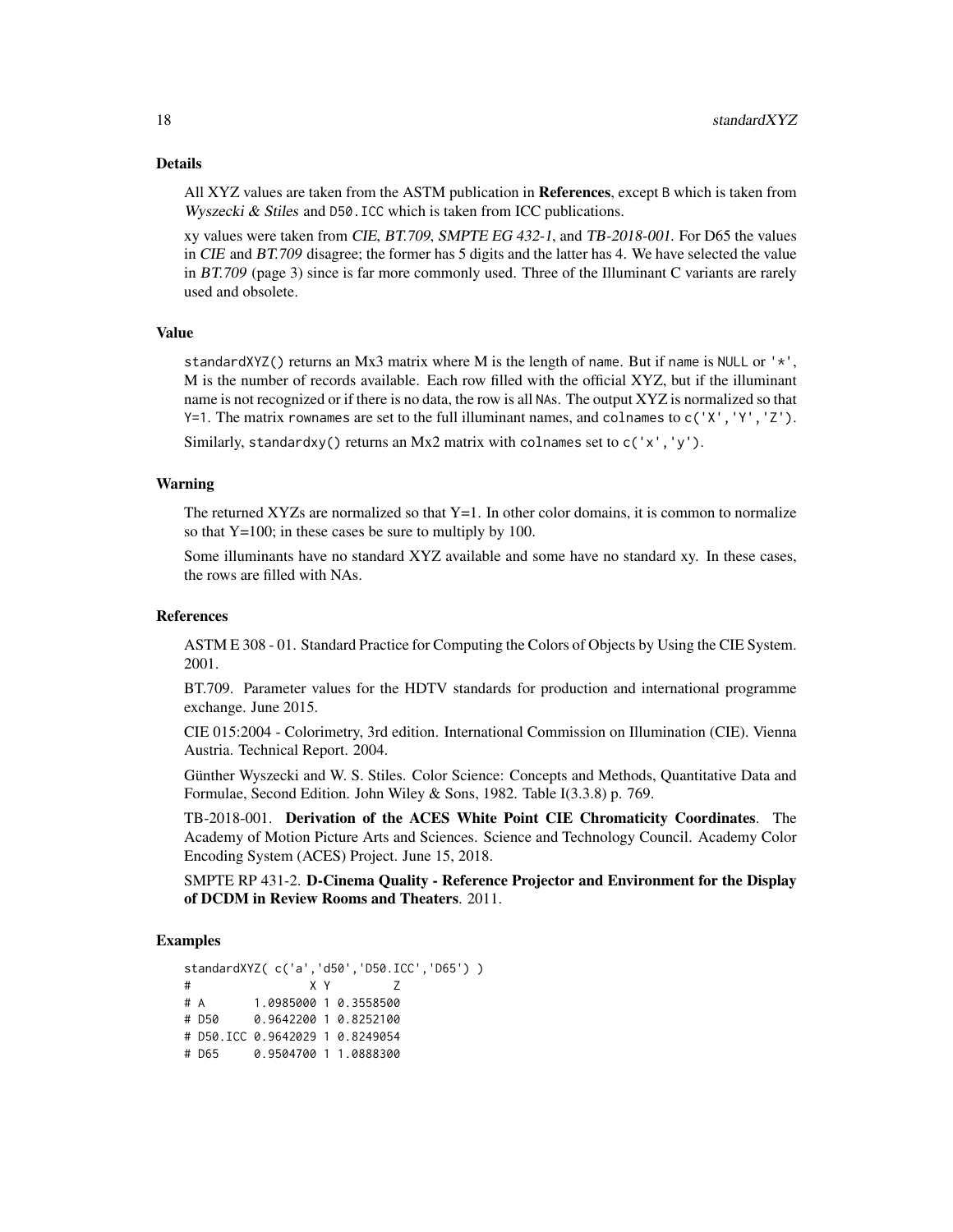### Details

All XYZ values are taken from the ASTM publication in **References**, except `B` which is taken from *Wyszecki & Stiles* and `D50.ICC` which is taken from ICC publications.

xy values were taken from *CIE*, *BT.709*, *SMPTE EG 432-1*, and *TB-2018-001*. For D65 the values in *CIE* and *BT.709* disagree; the former has 5 digits and the latter has 4. We have selected the value in *BT.709* (page 3) since is far more commonly used. Three of the Illuminant C variants are rarely used and obsolete.

### Value

`standardXYZ()` returns an Mx3 matrix where M is the length of `name`. But if `name` is `NULL` or `'*'`, M is the number of records available. Each row filled with the official XYZ, but if the illuminant name is not recognized or if there is no data, the row is all `NA`s. The output XYZ is normalized so that `Y=1`. The matrix `rownames` are set to the full illuminant names, and `colnames` to `c('X','Y','Z')`.

Similarly, `standardxy()` returns an Mx2 matrix with `colnames` set to `c('x','y')`.

### Warning

The returned XYZs are normalized so that Y=1. In other color domains, it is common to normalize so that Y=100; in these cases be sure to multiply by 100.

Some illuminants have no standard XYZ available and some have no standard xy. In these cases, the rows are filled with NAs.

### References

ASTM E 308 - 01. Standard Practice for Computing the Colors of Objects by Using the CIE System. 2001.

BT.709. Parameter values for the HDTV standards for production and international programme exchange. June 2015.

CIE 015:2004 - Colorimetry, 3rd edition. International Commission on Illumination (CIE). Vienna Austria. Technical Report. 2004.

Günther Wyszecki and W. S. Stiles. Color Science: Concepts and Methods, Quantitative Data and Formulae, Second Edition. John Wiley & Sons, 1982. Table I(3.3.8) p. 769.

TB-2018-001. **Derivation of the ACES White Point CIE Chromaticity Coordinates**. The Academy of Motion Picture Arts and Sciences. Science and Technology Council. Academy Color Encoding System (ACES) Project. June 15, 2018.

SMPTE RP 431-2. **D-Cinema Quality - Reference Projector and Environment for the Display of DCDM in Review Rooms and Theaters**. 2011.

### Examples

```
standardXYZ( c('a','d50','D50.ICC','D65') )
#                X Y         Z
# A       1.0985000 1 0.3558500
# D50     0.9642200 1 0.8252100
# D50.ICC 0.9642029 1 0.8249054
# D65     0.9504700 1 1.0888300
```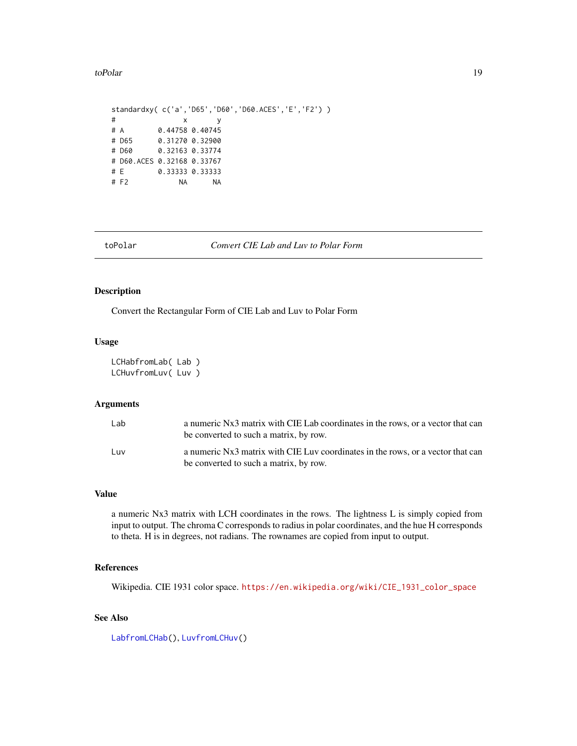```
standardxy( c('a','D65','D60','D60.ACES','E','F2') )
#                x       y
# A        0.44758 0.40745
# D65      0.31270 0.32900
# D60      0.32163 0.33774
# D60.ACES 0.32168 0.33767
# E        0.33333 0.33333
# F2            NA      NA
```

## toPolar — *Convert CIE Lab and Luv to Polar Form*

### Description

Convert the Rectangular Form of CIE Lab and Luv to Polar Form

### Usage

```
LCHabfromLab( Lab )
LCHuvfromLuv( Luv )
```

### Arguments

| | |
|---|---|
| Lab | a numeric Nx3 matrix with CIE Lab coordinates in the rows, or a vector that can be converted to such a matrix, by row. |
| Luv | a numeric Nx3 matrix with CIE Luv coordinates in the rows, or a vector that can be converted to such a matrix, by row. |

### Value

a numeric Nx3 matrix with LCH coordinates in the rows. The lightness L is simply copied from input to output. The chroma C corresponds to radius in polar coordinates, and the hue H corresponds to theta. H is in degrees, not radians. The rownames are copied from input to output.

### References

Wikipedia. CIE 1931 color space. https://en.wikipedia.org/wiki/CIE_1931_color_space

### See Also

LabfromLCHab(), LuvfromLCHuv()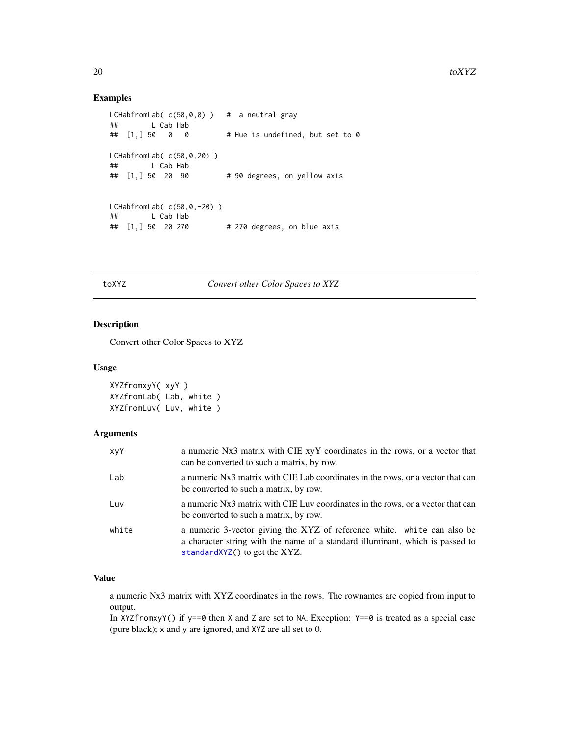## Examples

```
LCHabfromLab( c(50,0,0) )   #  a neutral gray
##       L Cab Hab
##  [1,] 50   0   0        # Hue is undefined, but set to 0

LCHabfromLab( c(50,0,20) )
##       L Cab Hab
##  [1,] 50  20  90        # 90 degrees, on yellow axis


LCHabfromLab( c(50,0,-20) )
##       L Cab Hab
##  [1,] 50  20 270        # 270 degrees, on blue axis
```

---

toXYZ — *Convert other Color Spaces to XYZ*

---

## Description

Convert other Color Spaces to XYZ

## Usage

```
XYZfromxyY( xyY )
XYZfromLab( Lab, white )
XYZfromLuv( Luv, white )
```

## Arguments

| | |
|---|---|
| `xyY` | a numeric Nx3 matrix with CIE xyY coordinates in the rows, or a vector that can be converted to such a matrix, by row. |
| `Lab` | a numeric Nx3 matrix with CIE Lab coordinates in the rows, or a vector that can be converted to such a matrix, by row. |
| `Luv` | a numeric Nx3 matrix with CIE Luv coordinates in the rows, or a vector that can be converted to such a matrix, by row. |
| `white` | a numeric 3-vector giving the XYZ of reference white. `white` can also be a character string with the name of a standard illuminant, which is passed to `standardXYZ()` to get the XYZ. |

## Value

a numeric Nx3 matrix with XYZ coordinates in the rows. The rownames are copied from input to output.
In `XYZfromxyY()` if `y==0` then `X` and `Z` are set to `NA`. Exception: `Y==0` is treated as a special case (pure black); `x` and `y` are ignored, and `XYZ` are all set to 0.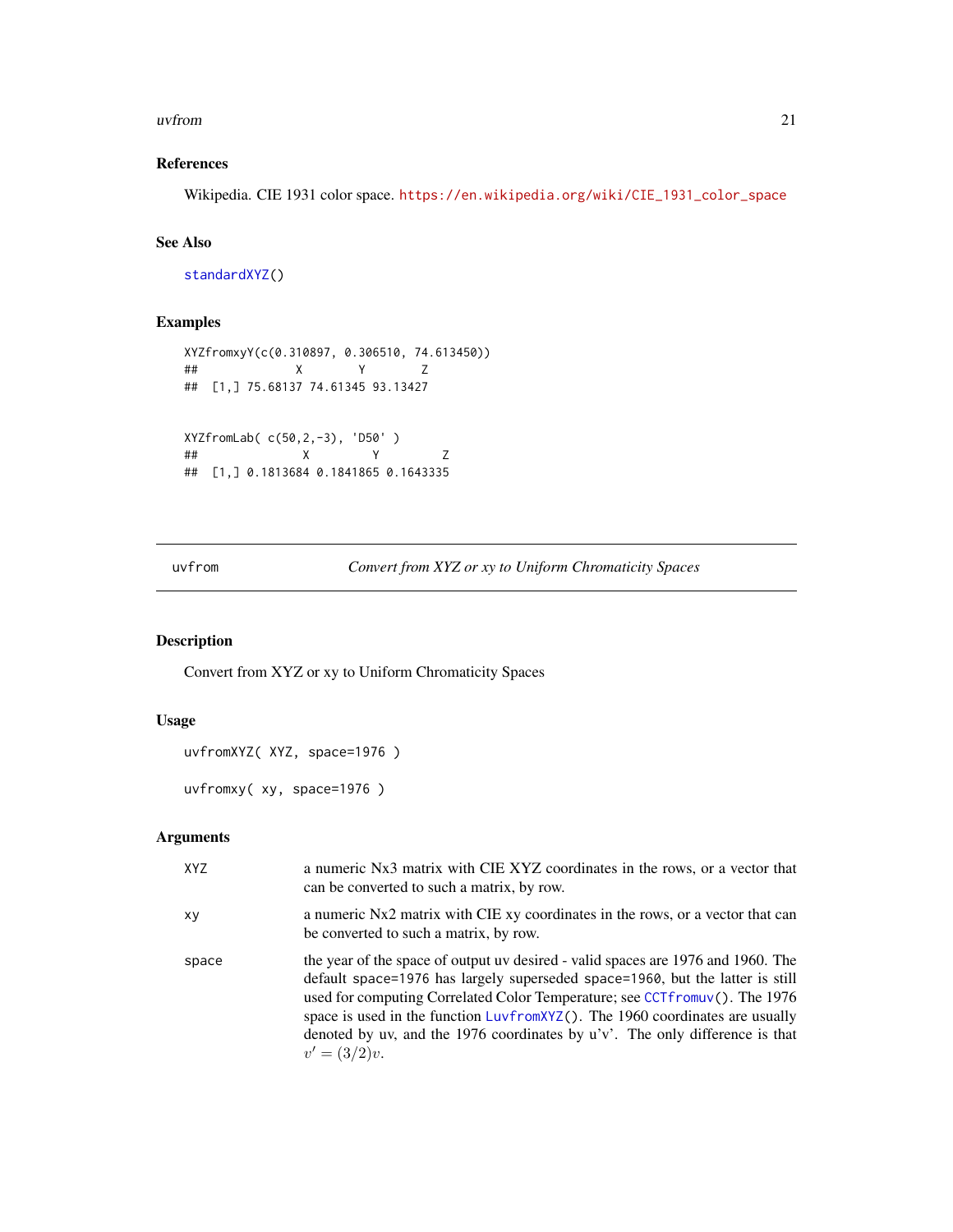### References

Wikipedia. CIE 1931 color space. https://en.wikipedia.org/wiki/CIE_1931_color_space

### See Also

standardXYZ()

### Examples

```
XYZfromxyY(c(0.310897, 0.306510, 74.613450))
##             X        Y        Z
##  [1,] 75.68137 74.61345 93.13427


XYZfromLab( c(50,2,-3), 'D50' )
##              X         Y         Z
##  [1,] 0.1813684 0.1841865 0.1643335
```

---

## uvfrom — *Convert from XYZ or xy to Uniform Chromaticity Spaces*

### Description

Convert from XYZ or xy to Uniform Chromaticity Spaces

### Usage

```
uvfromXYZ( XYZ, space=1976 )

uvfromxy( xy, space=1976 )
```

### Arguments

| | |
|---|---|
| `XYZ` | a numeric Nx3 matrix with CIE XYZ coordinates in the rows, or a vector that can be converted to such a matrix, by row. |
| `xy` | a numeric Nx2 matrix with CIE xy coordinates in the rows, or a vector that can be converted to such a matrix, by row. |
| `space` | the year of the space of output uv desired - valid spaces are 1976 and 1960. The default `space=1976` has largely superseded `space=1960`, but the latter is still used for computing Correlated Color Temperature; see `CCTfromuv()`. The 1976 space is used in the function `LuvfromXYZ()`. The 1960 coordinates are usually denoted by uv, and the 1976 coordinates by u'v'. The only difference is that $v' = (3/2)v$. |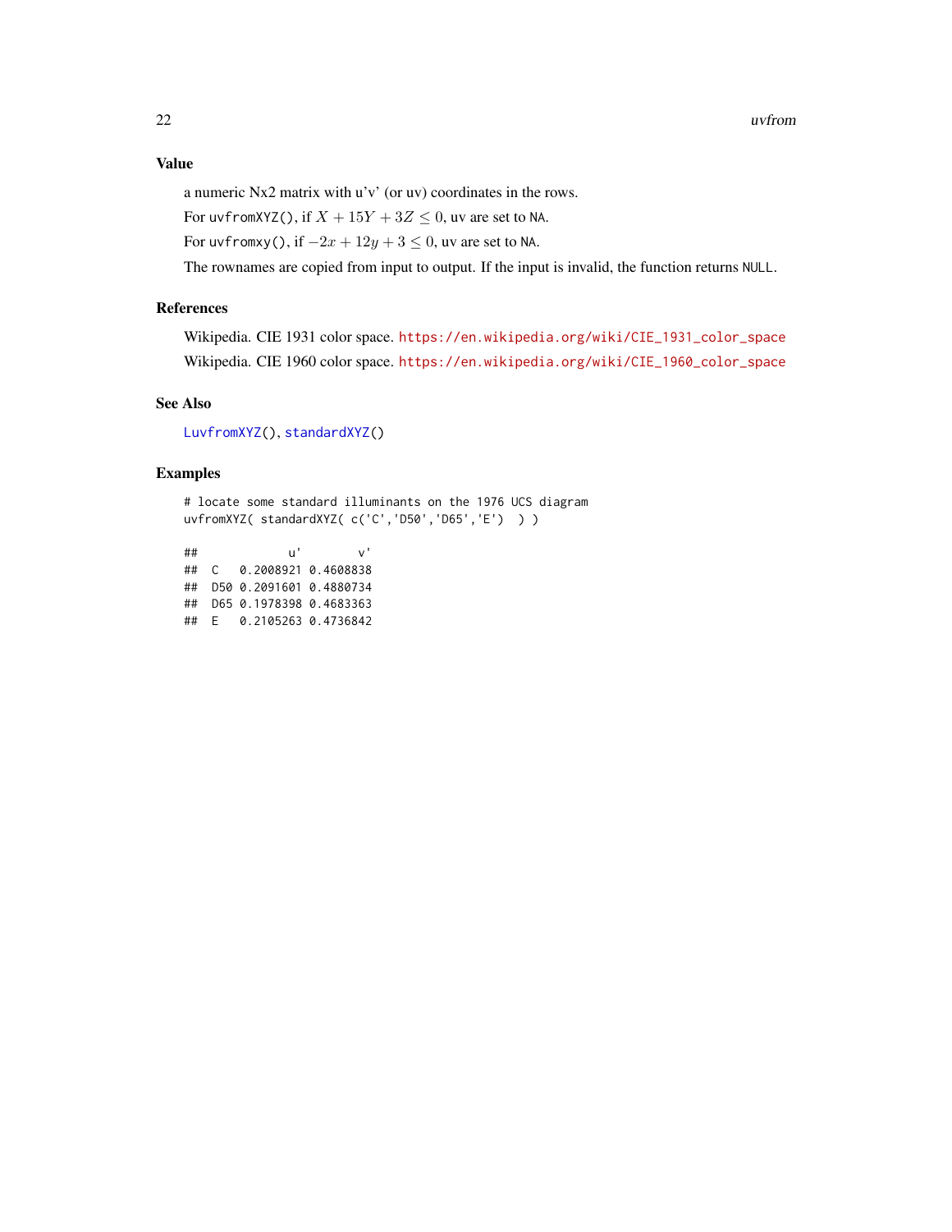### Value

a numeric Nx2 matrix with u'v' (or uv) coordinates in the rows.

For `uvfromXYZ()`, if $X + 15Y + 3Z \leq 0$, uv are set to `NA`.

For `uvfromxy()`, if $-2x + 12y + 3 \leq 0$, uv are set to `NA`.

The rownames are copied from input to output. If the input is invalid, the function returns `NULL`.

### References

Wikipedia. CIE 1931 color space. https://en.wikipedia.org/wiki/CIE_1931_color_space

Wikipedia. CIE 1960 color space. https://en.wikipedia.org/wiki/CIE_1960_color_space

### See Also

`LuvfromXYZ()`, `standardXYZ()`

### Examples

```
# locate some standard illuminants on the 1976 UCS diagram
uvfromXYZ( standardXYZ( c('C','D50','D65','E')  ) )

##             u'        v'
##  C   0.2008921 0.4608838
##  D50 0.2091601 0.4880734
##  D65 0.1978398 0.4683363
##  E   0.2105263 0.4736842
```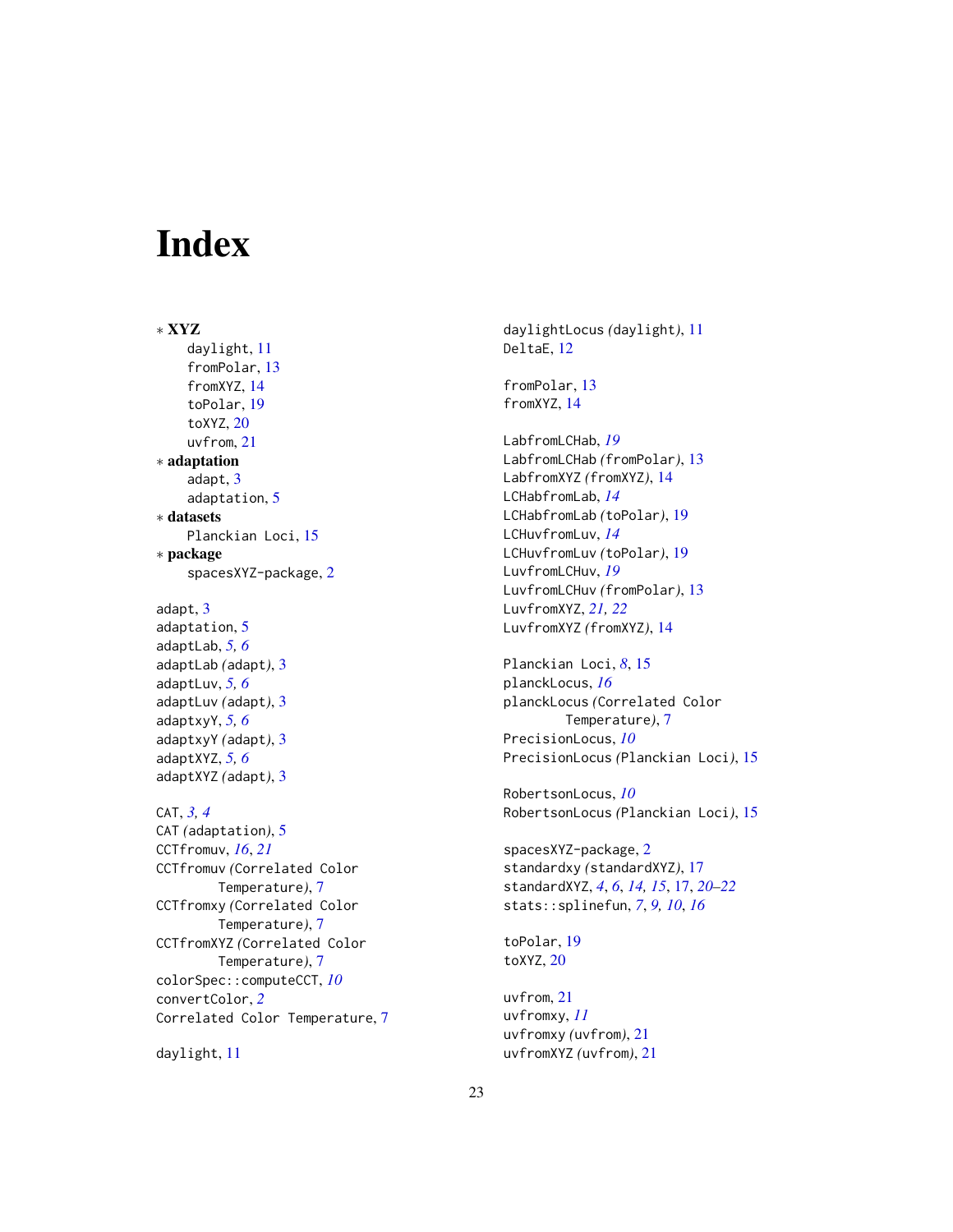# Index

∗ **XYZ**
- daylight, 11
- fromPolar, 13
- fromXYZ, 14
- toPolar, 19
- toXYZ, 20
- uvfrom, 21

∗ **adaptation**
- adapt, 3
- adaptation, 5

∗ **datasets**
- Planckian Loci, 15

∗ **package**
- spacesXYZ-package, 2

adapt, 3
adaptation, 5
adaptLab, *5, 6*
adaptLab *(adapt)*, 3
adaptLuv, *5, 6*
adaptLuv *(adapt)*, 3
adaptxyY, *5, 6*
adaptxyY *(adapt)*, 3
adaptXYZ, *5, 6*
adaptXYZ *(adapt)*, 3

CAT, *3, 4*
CAT *(adaptation)*, 5
CCTfromuv, *16*, *21*
CCTfromuv *(Correlated Color Temperature)*, 7
CCTfromxy *(Correlated Color Temperature)*, 7
CCTfromXYZ *(Correlated Color Temperature)*, 7
colorSpec::computeCCT, *10*
convertColor, *2*
Correlated Color Temperature, 7

daylight, 11
daylightLocus *(daylight)*, 11
DeltaE, 12

fromPolar, 13
fromXYZ, 14

LabfromLCHab, *19*
LabfromLCHab *(fromPolar)*, 13
LabfromXYZ *(fromXYZ)*, 14
LCHabfromLab, *14*
LCHabfromLab *(toPolar)*, 19
LCHuvfromLuv, *14*
LCHuvfromLuv *(toPolar)*, 19
LuvfromLCHuv, *19*
LuvfromLCHuv *(fromPolar)*, 13
LuvfromXYZ, *21, 22*
LuvfromXYZ *(fromXYZ)*, 14

Planckian Loci, *8*, 15
planckLocus, *16*
planckLocus *(Correlated Color Temperature)*, 7
PrecisionLocus, *10*
PrecisionLocus *(Planckian Loci)*, 15

RobertsonLocus, *10*
RobertsonLocus *(Planckian Loci)*, 15

spacesXYZ-package, 2
standardxy *(standardXYZ)*, 17
standardXYZ, *4*, *6*, *14, 15*, 17, *20–22*
stats::splinefun, *7*, *9, 10*, *16*

toPolar, 19
toXYZ, 20

uvfrom, 21
uvfromxy, *11*
uvfromxy *(uvfrom)*, 21
uvfromXYZ *(uvfrom)*, 21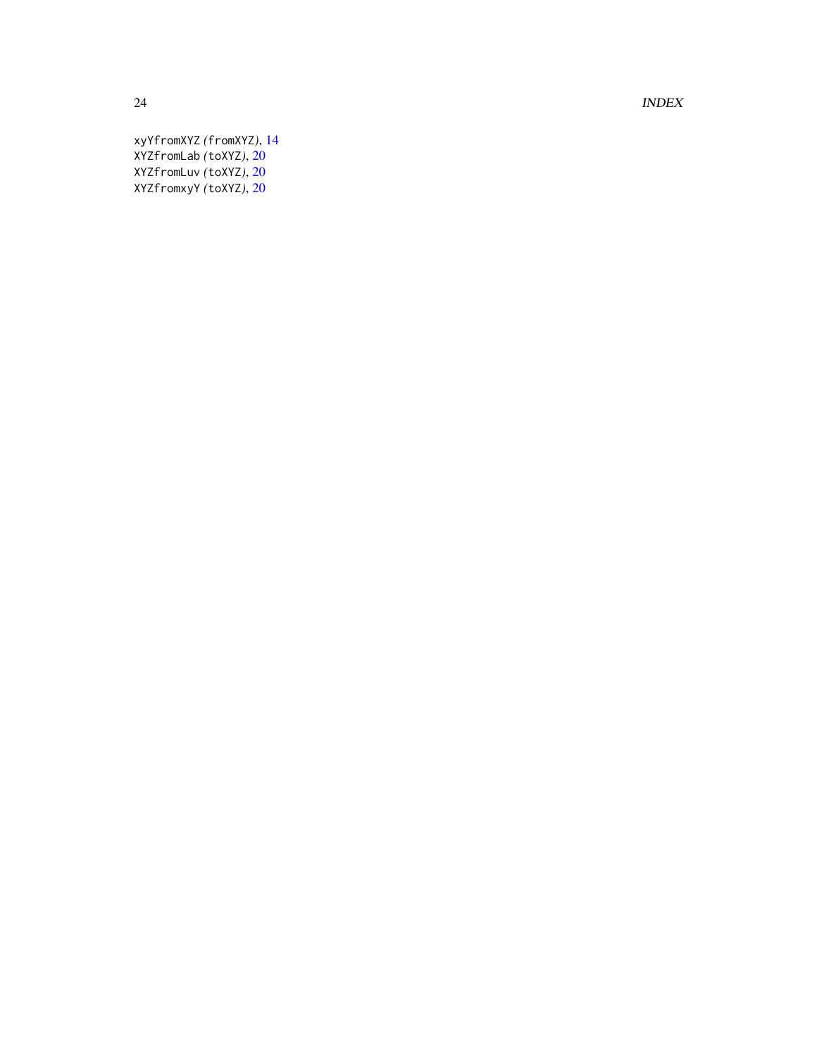xyYfromXYZ (fromXYZ), 14
XYZfromLab (toXYZ), 20
XYZfromLuv (toXYZ), 20
XYZfromxyY (toXYZ), 20